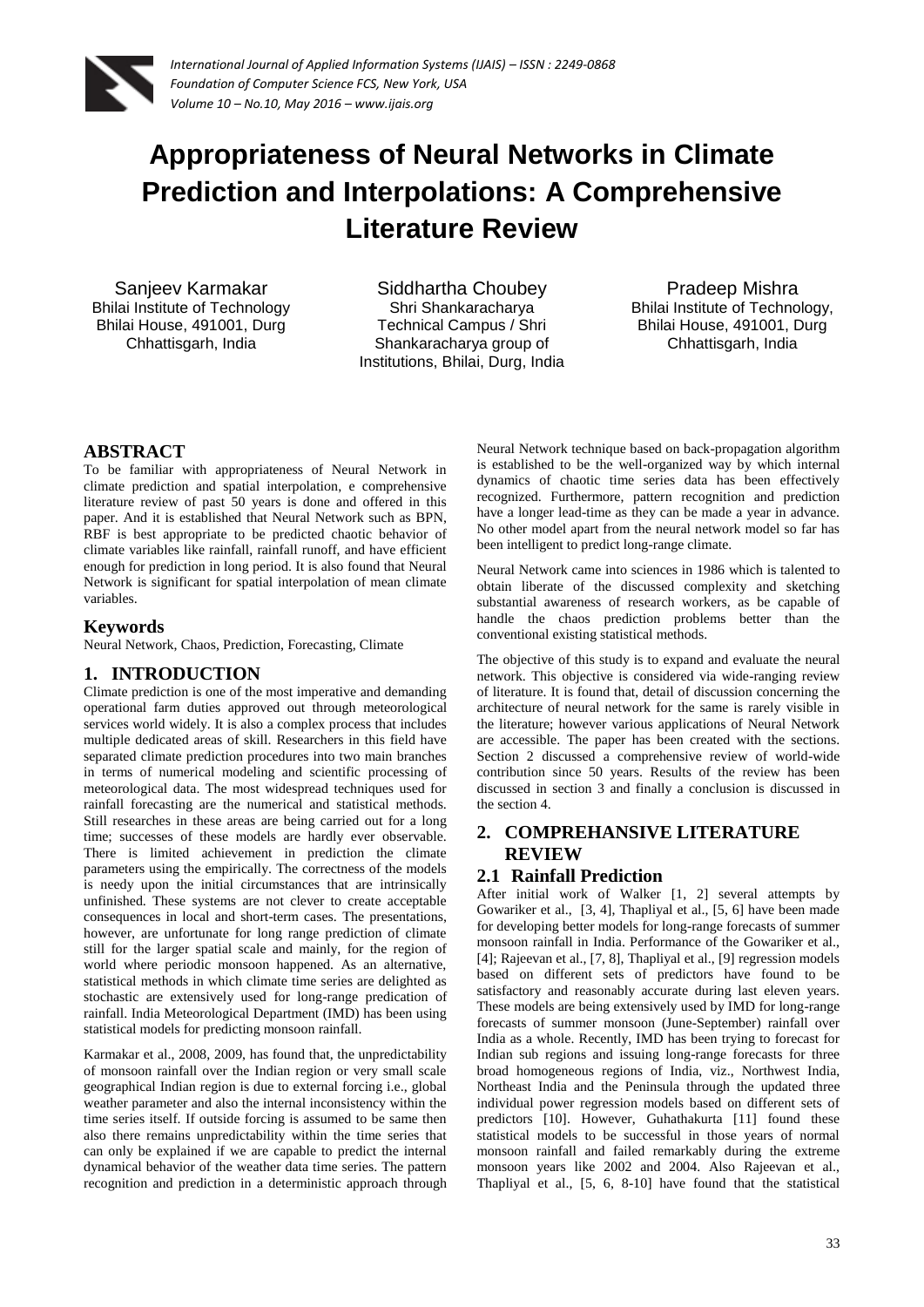# Appropriateness of Neural Networks in Climate Prediction and Interpolations: A Comprehensive Literature Review

Sanjeev Karmakar
Bhilai Institute of Technology
Bhilai House, 491001, Durg
Chhattisgarh, India

Siddhartha Choubey
Shri Shankaracharya Technical Campus / Shri Shankaracharya group of Institutions, Bhilai, Durg, India

Pradeep Mishra
Bhilai Institute of Technology,
Bhilai House, 491001, Durg
Chhattisgarh, India

## ABSTRACT

To be familiar with appropriateness of Neural Network in climate prediction and spatial interpolation, e comprehensive literature review of past 50 years is done and offered in this paper. And it is established that Neural Network such as BPN, RBF is best appropriate to be predicted chaotic behavior of climate variables like rainfall, rainfall runoff, and have efficient enough for prediction in long period. It is also found that Neural Network is significant for spatial interpolation of mean climate variables.

## Keywords

Neural Network, Chaos, Prediction, Forecasting, Climate

## 1. INTRODUCTION

Climate prediction is one of the most imperative and demanding operational farm duties approved out through meteorological services world widely. It is also a complex process that includes multiple dedicated areas of skill. Researchers in this field have separated climate prediction procedures into two main branches in terms of numerical modeling and scientific processing of meteorological data. The most widespread techniques used for rainfall forecasting are the numerical and statistical methods. Still researches in these areas are being carried out for a long time; successes of these models are hardly ever observable. There is limited achievement in prediction the climate parameters using the empirically. The correctness of the models is needy upon the initial circumstances that are intrinsically unfinished. These systems are not clever to create acceptable consequences in local and short-term cases. The presentations, however, are unfortunate for long range prediction of climate still for the larger spatial scale and mainly, for the region of world where periodic monsoon happened. As an alternative, statistical methods in which climate time series are delighted as stochastic are extensively used for long-range predication of rainfall. India Meteorological Department (IMD) has been using statistical models for predicting monsoon rainfall.

Karmakar et al., 2008, 2009, has found that, the unpredictability of monsoon rainfall over the Indian region or very small scale geographical Indian region is due to external forcing i.e., global weather parameter and also the internal inconsistency within the time series itself. If outside forcing is assumed to be same then also there remains unpredictability within the time series that can only be explained if we are capable to predict the internal dynamical behavior of the weather data time series. The pattern recognition and prediction in a deterministic approach through Neural Network technique based on back-propagation algorithm is established to be the well-organized way by which internal dynamics of chaotic time series data has been effectively recognized. Furthermore, pattern recognition and prediction have a longer lead-time as they can be made a year in advance. No other model apart from the neural network model so far has been intelligent to predict long-range climate.

Neural Network came into sciences in 1986 which is talented to obtain liberate of the discussed complexity and sketching substantial awareness of research workers, as be capable of handle the chaos prediction problems better than the conventional existing statistical methods.

The objective of this study is to expand and evaluate the neural network. This objective is considered via wide-ranging review of literature. It is found that, detail of discussion concerning the architecture of neural network for the same is rarely visible in the literature; however various applications of Neural Network are accessible. The paper has been created with the sections. Section 2 discussed a comprehensive review of world-wide contribution since 50 years. Results of the review has been discussed in section 3 and finally a conclusion is discussed in the section 4.

## 2. COMPREHANSIVE LITERATURE REVIEW

### 2.1 Rainfall Prediction

After initial work of Walker [1, 2] several attempts by Gowariker et al., [3, 4], Thapliyal et al., [5, 6] have been made for developing better models for long-range forecasts of summer monsoon rainfall in India. Performance of the Gowariker et al., [4]; Rajeevan et al., [7, 8], Thapliyal et al., [9] regression models based on different sets of predictors have found to be satisfactory and reasonably accurate during last eleven years. These models are being extensively used by IMD for long-range forecasts of summer monsoon (June-September) rainfall over India as a whole. Recently, IMD has been trying to forecast for Indian sub regions and issuing long-range forecasts for three broad homogeneous regions of India, viz., Northwest India, Northeast India and the Peninsula through the updated three individual power regression models based on different sets of predictors [10]. However, Guhathakurta [11] found these statistical models to be successful in those years of normal monsoon rainfall and failed remarkably during the extreme monsoon years like 2002 and 2004. Also Rajeevan et al., Thapliyal et al., [5, 6, 8-10] have found that the statistical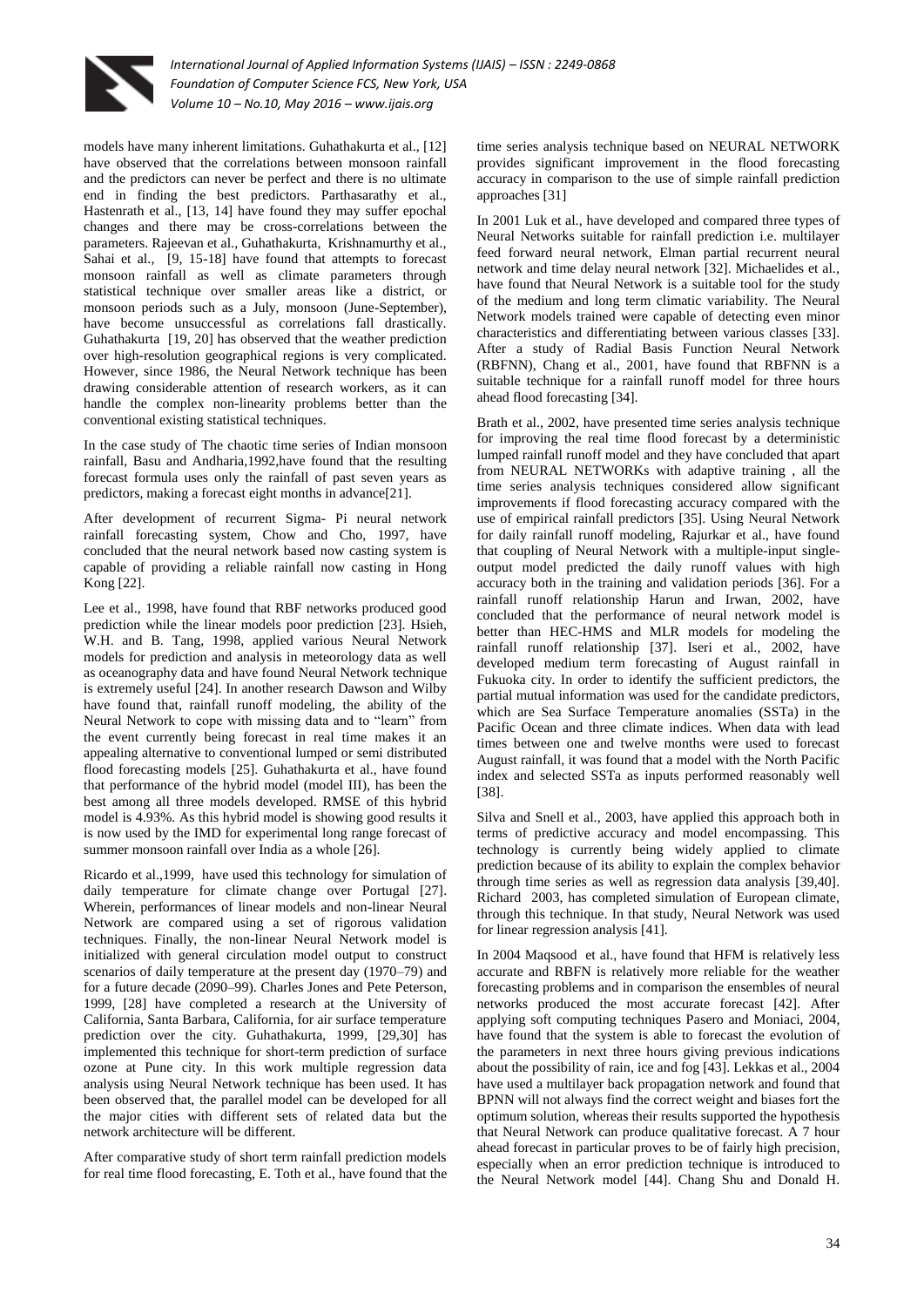models have many inherent limitations. Guhathakurta et al., [12] have observed that the correlations between monsoon rainfall and the predictors can never be perfect and there is no ultimate end in finding the best predictors. Parthasarathy et al., Hastenrath et al., [13, 14] have found they may suffer epochal changes and there may be cross-correlations between the parameters. Rajeevan et al., Guhathakurta, Krishnamurthy et al., Sahai et al., [9, 15-18] have found that attempts to forecast monsoon rainfall as well as climate parameters through statistical technique over smaller areas like a district, or monsoon periods such as a July, monsoon (June-September), have become unsuccessful as correlations fall drastically. Guhathakurta [19, 20] has observed that the weather prediction over high-resolution geographical regions is very complicated. However, since 1986, the Neural Network technique has been drawing considerable attention of research workers, as it can handle the complex non-linearity problems better than the conventional existing statistical techniques.

In the case study of The chaotic time series of Indian monsoon rainfall, Basu and Andharia,1992,have found that the resulting forecast formula uses only the rainfall of past seven years as predictors, making a forecast eight months in advance[21].

After development of recurrent Sigma- Pi neural network rainfall forecasting system, Chow and Cho, 1997, have concluded that the neural network based now casting system is capable of providing a reliable rainfall now casting in Hong Kong [22].

Lee et al., 1998, have found that RBF networks produced good prediction while the linear models poor prediction [23]. Hsieh, W.H. and B. Tang, 1998, applied various Neural Network models for prediction and analysis in meteorology data as well as oceanography data and have found Neural Network technique is extremely useful [24]. In another research Dawson and Wilby have found that, rainfall runoff modeling, the ability of the Neural Network to cope with missing data and to "learn" from the event currently being forecast in real time makes it an appealing alternative to conventional lumped or semi distributed flood forecasting models [25]. Guhathakurta et al., have found that performance of the hybrid model (model III), has been the best among all three models developed. RMSE of this hybrid model is 4.93%. As this hybrid model is showing good results it is now used by the IMD for experimental long range forecast of summer monsoon rainfall over India as a whole [26].

Ricardo et al.,1999, have used this technology for simulation of daily temperature for climate change over Portugal [27]. Wherein, performances of linear models and non-linear Neural Network are compared using a set of rigorous validation techniques. Finally, the non-linear Neural Network model is initialized with general circulation model output to construct scenarios of daily temperature at the present day (1970–79) and for a future decade (2090–99). Charles Jones and Pete Peterson, 1999, [28] have completed a research at the University of California, Santa Barbara, California, for air surface temperature prediction over the city. Guhathakurta, 1999, [29,30] has implemented this technique for short-term prediction of surface ozone at Pune city. In this work multiple regression data analysis using Neural Network technique has been used. It has been observed that, the parallel model can be developed for all the major cities with different sets of related data but the network architecture will be different.

After comparative study of short term rainfall prediction models for real time flood forecasting, E. Toth et al., have found that the time series analysis technique based on NEURAL NETWORK provides significant improvement in the flood forecasting accuracy in comparison to the use of simple rainfall prediction approaches [31]

In 2001 Luk et al., have developed and compared three types of Neural Networks suitable for rainfall prediction i.e. multilayer feed forward neural network, Elman partial recurrent neural network and time delay neural network [32]. Michaelides et al., have found that Neural Network is a suitable tool for the study of the medium and long term climatic variability. The Neural Network models trained were capable of detecting even minor characteristics and differentiating between various classes [33]. After a study of Radial Basis Function Neural Network (RBFNN), Chang et al., 2001, have found that RBFNN is a suitable technique for a rainfall runoff model for three hours ahead flood forecasting [34].

Brath et al., 2002, have presented time series analysis technique for improving the real time flood forecast by a deterministic lumped rainfall runoff model and they have concluded that apart from NEURAL NETWORKs with adaptive training , all the time series analysis techniques considered allow significant improvements if flood forecasting accuracy compared with the use of empirical rainfall predictors [35]. Using Neural Network for daily rainfall runoff modeling, Rajurkar et al., have found that coupling of Neural Network with a multiple-input single-output model predicted the daily runoff values with high accuracy both in the training and validation periods [36]. For a rainfall runoff relationship Harun and Irwan, 2002, have concluded that the performance of neural network model is better than HEC-HMS and MLR models for modeling the rainfall runoff relationship [37]. Iseri et al., 2002, have developed medium term forecasting of August rainfall in Fukuoka city. In order to identify the sufficient predictors, the partial mutual information was used for the candidate predictors, which are Sea Surface Temperature anomalies (SSTa) in the Pacific Ocean and three climate indices. When data with lead times between one and twelve months were used to forecast August rainfall, it was found that a model with the North Pacific index and selected SSTa as inputs performed reasonably well [38].

Silva and Snell et al., 2003, have applied this approach both in terms of predictive accuracy and model encompassing. This technology is currently being widely applied to climate prediction because of its ability to explain the complex behavior through time series as well as regression data analysis [39,40]. Richard 2003, has completed simulation of European climate, through this technique. In that study, Neural Network was used for linear regression analysis [41].

In 2004 Maqsood et al., have found that HFM is relatively less accurate and RBFN is relatively more reliable for the weather forecasting problems and in comparison the ensembles of neural networks produced the most accurate forecast [42]. After applying soft computing techniques Pasero and Moniaci, 2004, have found that the system is able to forecast the evolution of the parameters in next three hours giving previous indications about the possibility of rain, ice and fog [43]. Lekkas et al., 2004 have used a multilayer back propagation network and found that BPNN will not always find the correct weight and biases fort the optimum solution, whereas their results supported the hypothesis that Neural Network can produce qualitative forecast. A 7 hour ahead forecast in particular proves to be of fairly high precision, especially when an error prediction technique is introduced to the Neural Network model [44]. Chang Shu and Donald H.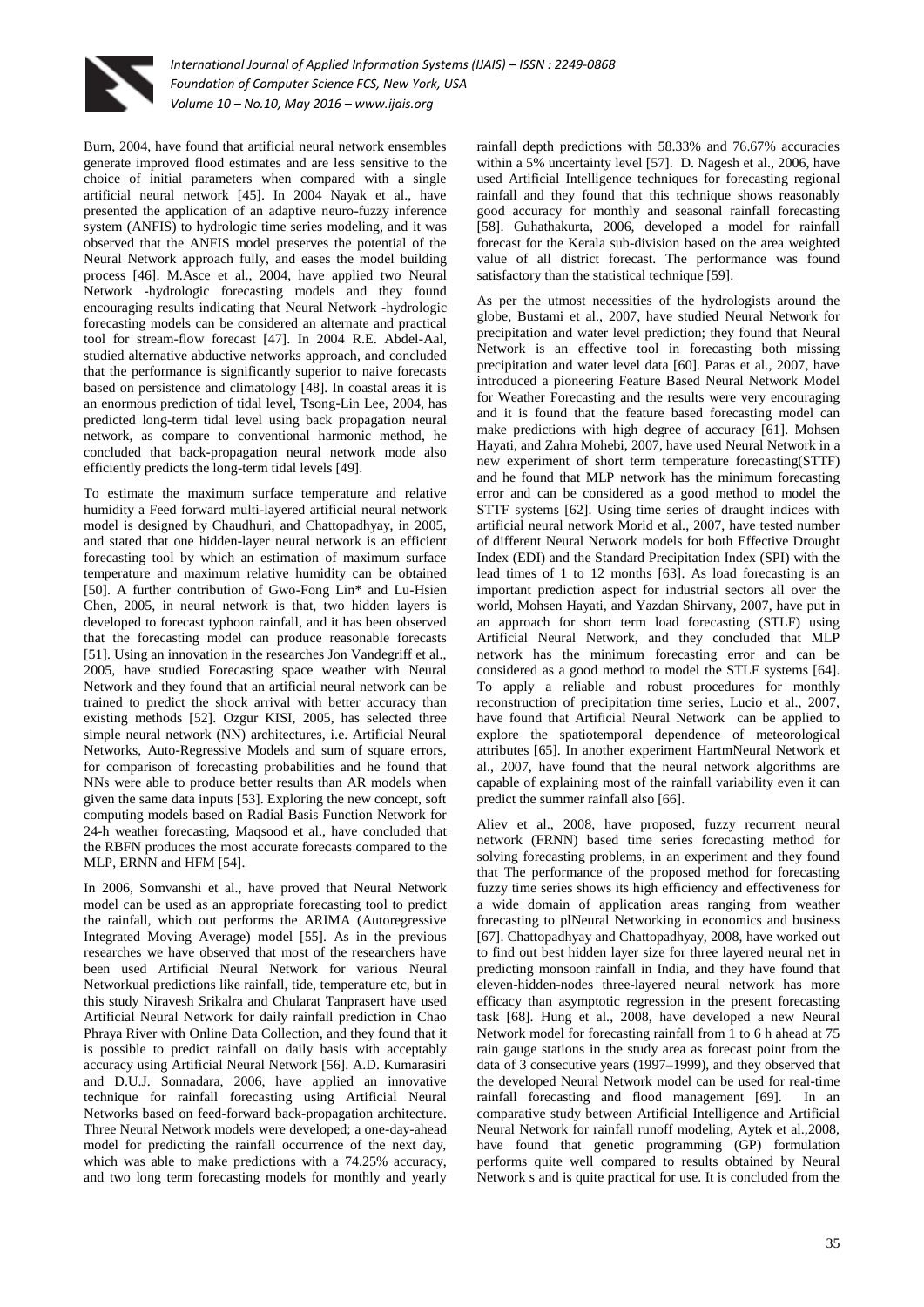Burn, 2004, have found that artificial neural network ensembles generate improved flood estimates and are less sensitive to the choice of initial parameters when compared with a single artificial neural network [45]. In 2004 Nayak et al., have presented the application of an adaptive neuro-fuzzy inference system (ANFIS) to hydrologic time series modeling, and it was observed that the ANFIS model preserves the potential of the Neural Network approach fully, and eases the model building process [46]. M.Asce et al., 2004, have applied two Neural Network -hydrologic forecasting models and they found encouraging results indicating that Neural Network -hydrologic forecasting models can be considered an alternate and practical tool for stream-flow forecast [47]. In 2004 R.E. Abdel-Aal, studied alternative abductive networks approach, and concluded that the performance is significantly superior to naive forecasts based on persistence and climatology [48]. In coastal areas it is an enormous prediction of tidal level, Tsong-Lin Lee, 2004, has predicted long-term tidal level using back propagation neural network, as compare to conventional harmonic method, he concluded that back-propagation neural network mode also efficiently predicts the long-term tidal levels [49].

To estimate the maximum surface temperature and relative humidity a Feed forward multi-layered artificial neural network model is designed by Chaudhuri, and Chattopadhyay, in 2005, and stated that one hidden-layer neural network is an efficient forecasting tool by which an estimation of maximum surface temperature and maximum relative humidity can be obtained [50]. A further contribution of Gwo-Fong Lin* and Lu-Hsien Chen, 2005, in neural network is that, two hidden layers is developed to forecast typhoon rainfall, and it has been observed that the forecasting model can produce reasonable forecasts [51]. Using an innovation in the researches Jon Vandegriff et al., 2005, have studied Forecasting space weather with Neural Network and they found that an artificial neural network can be trained to predict the shock arrival with better accuracy than existing methods [52]. Ozgur KISI, 2005, has selected three simple neural network (NN) architectures, i.e. Artificial Neural Networks, Auto-Regressive Models and sum of square errors, for comparison of forecasting probabilities and he found that NNs were able to produce better results than AR models when given the same data inputs [53]. Exploring the new concept, soft computing models based on Radial Basis Function Network for 24-h weather forecasting, Maqsood et al., have concluded that the RBFN produces the most accurate forecasts compared to the MLP, ERNN and HFM [54].

In 2006, Somvanshi et al., have proved that Neural Network model can be used as an appropriate forecasting tool to predict the rainfall, which out performs the ARIMA (Autoregressive Integrated Moving Average) model [55]. As in the previous researches we have observed that most of the researchers have been used Artificial Neural Network for various Neural Networkual predictions like rainfall, tide, temperature etc, but in this study Niravesh Srikalra and Chularat Tanprasert have used Artificial Neural Network for daily rainfall prediction in Chao Phraya River with Online Data Collection, and they found that it is possible to predict rainfall on daily basis with acceptably accuracy using Artificial Neural Network [56]. A.D. Kumarasiri and D.U.J. Sonnadara, 2006, have applied an innovative technique for rainfall forecasting using Artificial Neural Networks based on feed-forward back-propagation architecture. Three Neural Network models were developed; a one-day-ahead model for predicting the rainfall occurrence of the next day, which was able to make predictions with a 74.25% accuracy, and two long term forecasting models for monthly and yearly rainfall depth predictions with 58.33% and 76.67% accuracies within a 5% uncertainty level [57]. D. Nagesh et al., 2006, have used Artificial Intelligence techniques for forecasting regional rainfall and they found that this technique shows reasonably good accuracy for monthly and seasonal rainfall forecasting [58]. Guhathakurta, 2006, developed a model for rainfall forecast for the Kerala sub-division based on the area weighted value of all district forecast. The performance was found satisfactory than the statistical technique [59].

As per the utmost necessities of the hydrologists around the globe, Bustami et al., 2007, have studied Neural Network for precipitation and water level prediction; they found that Neural Network is an effective tool in forecasting both missing precipitation and water level data [60]. Paras et al., 2007, have introduced a pioneering Feature Based Neural Network Model for Weather Forecasting and the results were very encouraging and it is found that the feature based forecasting model can make predictions with high degree of accuracy [61]. Mohsen Hayati, and Zahra Mohebi, 2007, have used Neural Network in a new experiment of short term temperature forecasting(STTF) and he found that MLP network has the minimum forecasting error and can be considered as a good method to model the STTF systems [62]. Using time series of draught indices with artificial neural network Morid et al., 2007, have tested number of different Neural Network models for both Effective Drought Index (EDI) and the Standard Precipitation Index (SPI) with the lead times of 1 to 12 months [63]. As load forecasting is an important prediction aspect for industrial sectors all over the world, Mohsen Hayati, and Yazdan Shirvany, 2007, have put in an approach for short term load forecasting (STLF) using Artificial Neural Network, and they concluded that MLP network has the minimum forecasting error and can be considered as a good method to model the STLF systems [64]. To apply a reliable and robust procedures for monthly reconstruction of precipitation time series, Lucio et al., 2007, have found that Artificial Neural Network can be applied to explore the spatiotemporal dependence of meteorological attributes [65]. In another experiment HartmNeural Network et al., 2007, have found that the neural network algorithms are capable of explaining most of the rainfall variability even it can predict the summer rainfall also [66].

Aliev et al., 2008, have proposed, fuzzy recurrent neural network (FRNN) based time series forecasting method for solving forecasting problems, in an experiment and they found that The performance of the proposed method for forecasting fuzzy time series shows its high efficiency and effectiveness for a wide domain of application areas ranging from weather forecasting to plNeural Networking in economics and business [67]. Chattopadhyay and Chattopadhyay, 2008, have worked out to find out best hidden layer size for three layered neural net in predicting monsoon rainfall in India, and they have found that eleven-hidden-nodes three-layered neural network has more efficacy than asymptotic regression in the present forecasting task [68]. Hung et al., 2008, have developed a new Neural Network model for forecasting rainfall from 1 to 6 h ahead at 75 rain gauge stations in the study area as forecast point from the data of 3 consecutive years (1997–1999), and they observed that the developed Neural Network model can be used for real-time rainfall forecasting and flood management [69]. In an comparative study between Artificial Intelligence and Artificial Neural Network for rainfall runoff modeling, Aytek et al.,2008, have found that genetic programming (GP) formulation performs quite well compared to results obtained by Neural Network s and is quite practical for use. It is concluded from the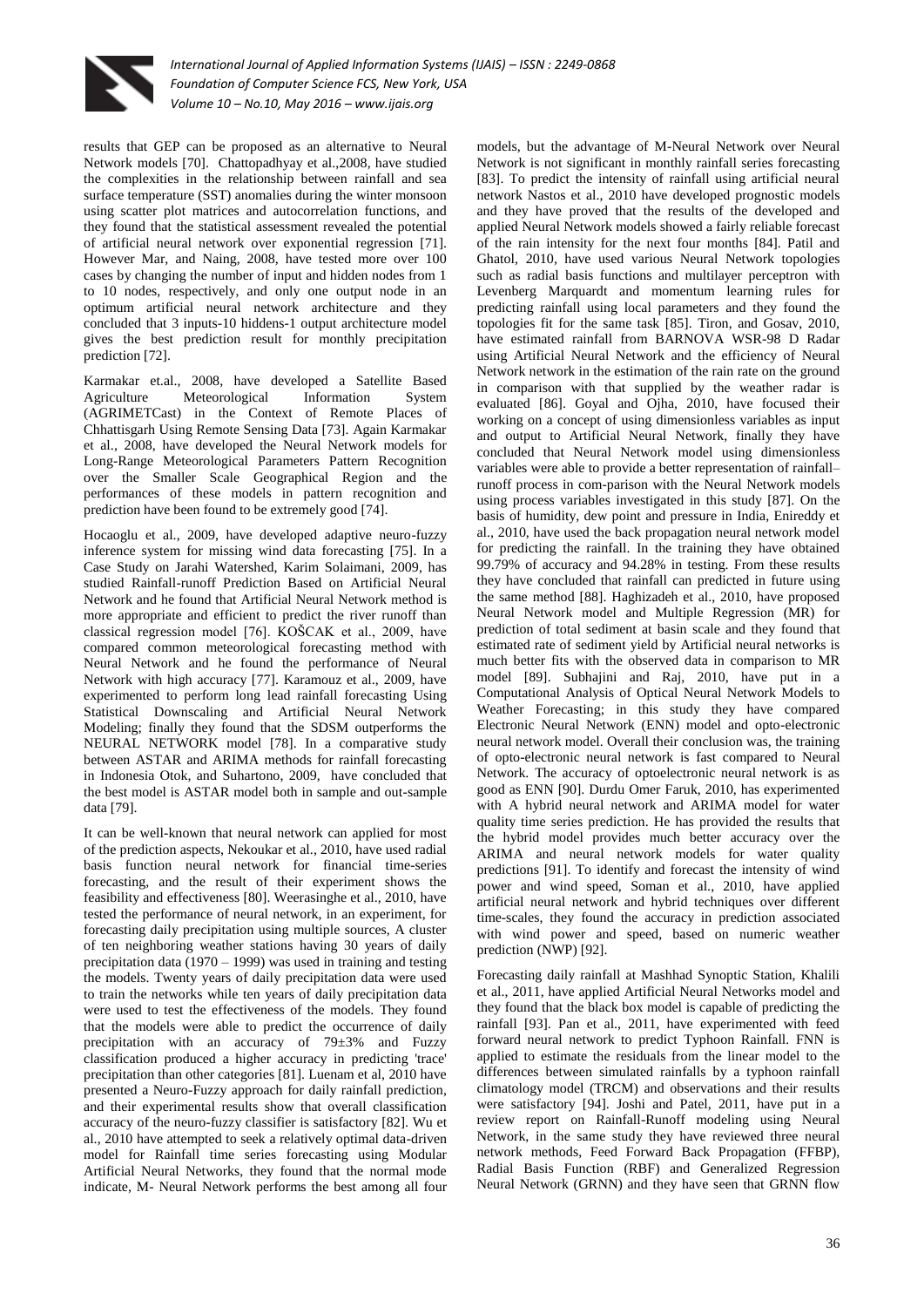results that GEP can be proposed as an alternative to Neural Network models [70]. Chattopadhyay et al.,2008, have studied the complexities in the relationship between rainfall and sea surface temperature (SST) anomalies during the winter monsoon using scatter plot matrices and autocorrelation functions, and they found that the statistical assessment revealed the potential of artificial neural network over exponential regression [71]. However Mar, and Naing, 2008, have tested more over 100 cases by changing the number of input and hidden nodes from 1 to 10 nodes, respectively, and only one output node in an optimum artificial neural network architecture and they concluded that 3 inputs-10 hiddens-1 output architecture model gives the best prediction result for monthly precipitation prediction [72].

Karmakar et.al., 2008, have developed a Satellite Based Agriculture Meteorological Information System (AGRIMETCast) in the Context of Remote Places of Chhattisgarh Using Remote Sensing Data [73]. Again Karmakar et al., 2008, have developed the Neural Network models for Long-Range Meteorological Parameters Pattern Recognition over the Smaller Scale Geographical Region and the performances of these models in pattern recognition and prediction have been found to be extremely good [74].

Hocaoglu et al., 2009, have developed adaptive neuro-fuzzy inference system for missing wind data forecasting [75]. In a Case Study on Jarahi Watershed, Karim Solaimani, 2009, has studied Rainfall-runoff Prediction Based on Artificial Neural Network and he found that Artificial Neural Network method is more appropriate and efficient to predict the river runoff than classical regression model [76]. KOŠCAK et al., 2009, have compared common meteorological forecasting method with Neural Network and he found the performance of Neural Network with high accuracy [77]. Karamouz et al., 2009, have experimented to perform long lead rainfall forecasting Using Statistical Downscaling and Artificial Neural Network Modeling; finally they found that the SDSM outperforms the NEURAL NETWORK model [78]. In a comparative study between ASTAR and ARIMA methods for rainfall forecasting in Indonesia Otok, and Suhartono, 2009, have concluded that the best model is ASTAR model both in sample and out-sample data [79].

It can be well-known that neural network can applied for most of the prediction aspects, Nekoukar et al., 2010, have used radial basis function neural network for financial time-series forecasting, and the result of their experiment shows the feasibility and effectiveness [80]. Weerasinghe et al., 2010, have tested the performance of neural network, in an experiment, for forecasting daily precipitation using multiple sources, A cluster of ten neighboring weather stations having 30 years of daily precipitation data (1970 – 1999) was used in training and testing the models. Twenty years of daily precipitation data were used to train the networks while ten years of daily precipitation data were used to test the effectiveness of the models. They found that the models were able to predict the occurrence of daily precipitation with an accuracy of 79±3% and Fuzzy classification produced a higher accuracy in predicting 'trace' precipitation than other categories [81]. Luenam et al, 2010 have presented a Neuro-Fuzzy approach for daily rainfall prediction, and their experimental results show that overall classification accuracy of the neuro-fuzzy classifier is satisfactory [82]. Wu et al., 2010 have attempted to seek a relatively optimal data-driven model for Rainfall time series forecasting using Modular Artificial Neural Networks, they found that the normal mode indicate, M- Neural Network performs the best among all four models, but the advantage of M-Neural Network over Neural Network is not significant in monthly rainfall series forecasting [83]. To predict the intensity of rainfall using artificial neural network Nastos et al., 2010 have developed prognostic models and they have proved that the results of the developed and applied Neural Network models showed a fairly reliable forecast of the rain intensity for the next four months [84]. Patil and Ghatol, 2010, have used various Neural Network topologies such as radial basis functions and multilayer perceptron with Levenberg Marquardt and momentum learning rules for predicting rainfall using local parameters and they found the topologies fit for the same task [85]. Tiron, and Gosav, 2010, have estimated rainfall from BARNOVA WSR-98 D Radar using Artificial Neural Network and the efficiency of Neural Network network in the estimation of the rain rate on the ground in comparison with that supplied by the weather radar is evaluated [86]. Goyal and Ojha, 2010, have focused their working on a concept of using dimensionless variables as input and output to Artificial Neural Network, finally they have concluded that Neural Network model using dimensionless variables were able to provide a better representation of rainfall–runoff process in com-parison with the Neural Network models using process variables investigated in this study [87]. On the basis of humidity, dew point and pressure in India, Enireddy et al., 2010, have used the back propagation neural network model for predicting the rainfall. In the training they have obtained 99.79% of accuracy and 94.28% in testing. From these results they have concluded that rainfall can predicted in future using the same method [88]. Haghizadeh et al., 2010, have proposed Neural Network model and Multiple Regression (MR) for prediction of total sediment at basin scale and they found that estimated rate of sediment yield by Artificial neural networks is much better fits with the observed data in comparison to MR model [89]. Subhajini and Raj, 2010, have put in a Computational Analysis of Optical Neural Network Models to Weather Forecasting; in this study they have compared Electronic Neural Network (ENN) model and opto-electronic neural network model. Overall their conclusion was, the training of opto-electronic neural network is fast compared to Neural Network. The accuracy of optoelectronic neural network is as good as ENN [90]. Durdu Omer Faruk, 2010, has experimented with A hybrid neural network and ARIMA model for water quality time series prediction. He has provided the results that the hybrid model provides much better accuracy over the ARIMA and neural network models for water quality predictions [91]. To identify and forecast the intensity of wind power and wind speed, Soman et al., 2010, have applied artificial neural network and hybrid techniques over different time-scales, they found the accuracy in prediction associated with wind power and speed, based on numeric weather prediction (NWP) [92].

Forecasting daily rainfall at Mashhad Synoptic Station, Khalili et al., 2011, have applied Artificial Neural Networks model and they found that the black box model is capable of predicting the rainfall [93]. Pan et al., 2011, have experimented with feed forward neural network to predict Typhoon Rainfall. FNN is applied to estimate the residuals from the linear model to the differences between simulated rainfalls by a typhoon rainfall climatology model (TRCM) and observations and their results were satisfactory [94]. Joshi and Patel, 2011, have put in a review report on Rainfall-Runoff modeling using Neural Network, in the same study they have reviewed three neural network methods, Feed Forward Back Propagation (FFBP), Radial Basis Function (RBF) and Generalized Regression Neural Network (GRNN) and they have seen that GRNN flow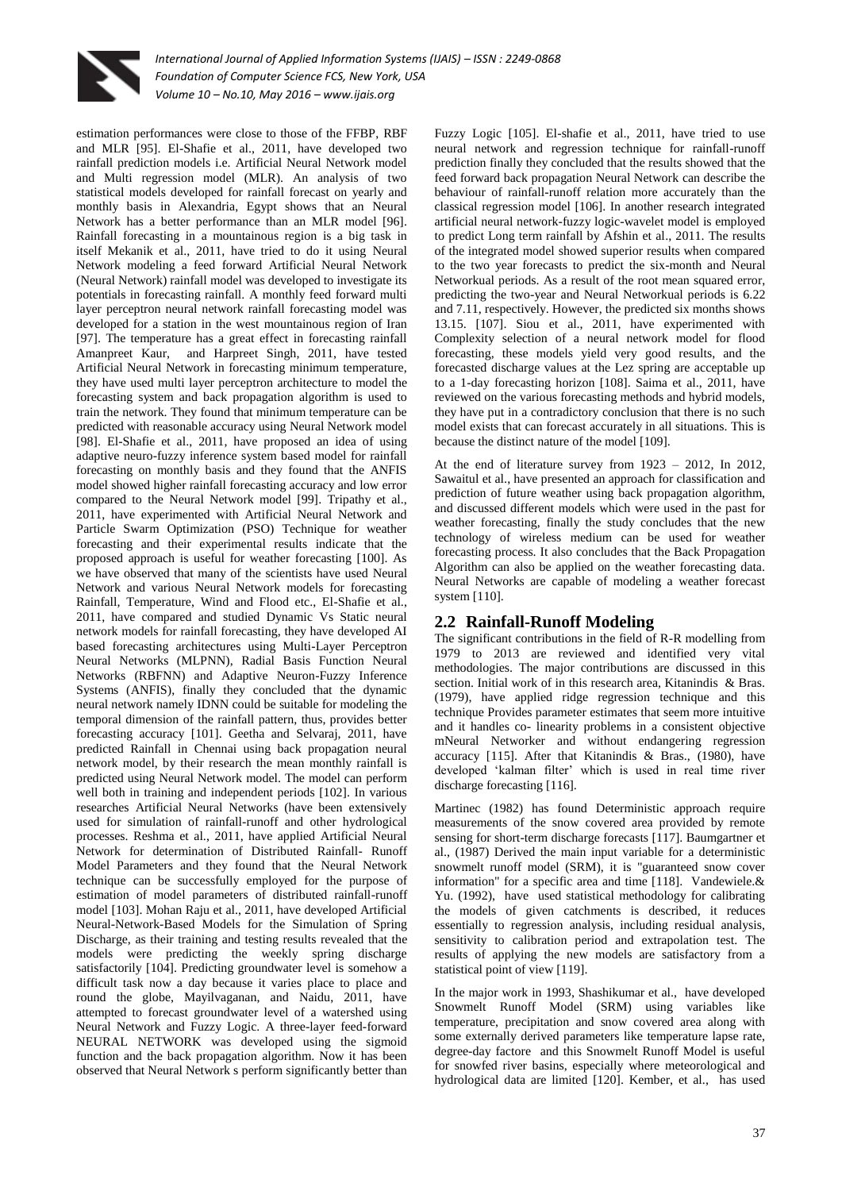estimation performances were close to those of the FFBP, RBF and MLR [95]. El-Shafie et al., 2011, have developed two rainfall prediction models i.e. Artificial Neural Network model and Multi regression model (MLR). An analysis of two statistical models developed for rainfall forecast on yearly and monthly basis in Alexandria, Egypt shows that an Neural Network has a better performance than an MLR model [96]. Rainfall forecasting in a mountainous region is a big task in itself Mekanik et al., 2011, have tried to do it using Neural Network modeling a feed forward Artificial Neural Network (Neural Network) rainfall model was developed to investigate its potentials in forecasting rainfall. A monthly feed forward multi layer perceptron neural network rainfall forecasting model was developed for a station in the west mountainous region of Iran [97]. The temperature has a great effect in forecasting rainfall Amanpreet Kaur, and Harpreet Singh, 2011, have tested Artificial Neural Network in forecasting minimum temperature, they have used multi layer perceptron architecture to model the forecasting system and back propagation algorithm is used to train the network. They found that minimum temperature can be predicted with reasonable accuracy using Neural Network model [98]. El-Shafie et al., 2011, have proposed an idea of using adaptive neuro-fuzzy inference system based model for rainfall forecasting on monthly basis and they found that the ANFIS model showed higher rainfall forecasting accuracy and low error compared to the Neural Network model [99]. Tripathy et al., 2011, have experimented with Artificial Neural Network and Particle Swarm Optimization (PSO) Technique for weather forecasting and their experimental results indicate that the proposed approach is useful for weather forecasting [100]. As we have observed that many of the scientists have used Neural Network and various Neural Network models for forecasting Rainfall, Temperature, Wind and Flood etc., El-Shafie et al., 2011, have compared and studied Dynamic Vs Static neural network models for rainfall forecasting, they have developed AI based forecasting architectures using Multi-Layer Perceptron Neural Networks (MLPNN), Radial Basis Function Neural Networks (RBFNN) and Adaptive Neuron-Fuzzy Inference Systems (ANFIS), finally they concluded that the dynamic neural network namely IDNN could be suitable for modeling the temporal dimension of the rainfall pattern, thus, provides better forecasting accuracy [101]. Geetha and Selvaraj, 2011, have predicted Rainfall in Chennai using back propagation neural network model, by their research the mean monthly rainfall is predicted using Neural Network model. The model can perform well both in training and independent periods [102]. In various researches Artificial Neural Networks (have been extensively used for simulation of rainfall-runoff and other hydrological processes. Reshma et al., 2011, have applied Artificial Neural Network for determination of Distributed Rainfall- Runoff Model Parameters and they found that the Neural Network technique can be successfully employed for the purpose of estimation of model parameters of distributed rainfall-runoff model [103]. Mohan Raju et al., 2011, have developed Artificial Neural-Network-Based Models for the Simulation of Spring Discharge, as their training and testing results revealed that the models were predicting the weekly spring discharge satisfactorily [104]. Predicting groundwater level is somehow a difficult task now a day because it varies place to place and round the globe, Mayilvaganan, and Naidu, 2011, have attempted to forecast groundwater level of a watershed using Neural Network and Fuzzy Logic. A three-layer feed-forward NEURAL NETWORK was developed using the sigmoid function and the back propagation algorithm. Now it has been observed that Neural Network s perform significantly better than Fuzzy Logic [105]. El-shafie et al., 2011, have tried to use neural network and regression technique for rainfall-runoff prediction finally they concluded that the results showed that the feed forward back propagation Neural Network can describe the behaviour of rainfall-runoff relation more accurately than the classical regression model [106]. In another research integrated artificial neural network-fuzzy logic-wavelet model is employed to predict Long term rainfall by Afshin et al., 2011. The results of the integrated model showed superior results when compared to the two year forecasts to predict the six-month and Neural Networkual periods. As a result of the root mean squared error, predicting the two-year and Neural Networkual periods is 6.22 and 7.11, respectively. However, the predicted six months shows 13.15. [107]. Siou et al., 2011, have experimented with Complexity selection of a neural network model for flood forecasting, these models yield very good results, and the forecasted discharge values at the Lez spring are acceptable up to a 1-day forecasting horizon [108]. Saima et al., 2011, have reviewed on the various forecasting methods and hybrid models, they have put in a contradictory conclusion that there is no such model exists that can forecast accurately in all situations. This is because the distinct nature of the model [109].

At the end of literature survey from 1923 – 2012, In 2012, Sawaitul et al., have presented an approach for classification and prediction of future weather using back propagation algorithm, and discussed different models which were used in the past for weather forecasting, finally the study concludes that the new technology of wireless medium can be used for weather forecasting process. It also concludes that the Back Propagation Algorithm can also be applied on the weather forecasting data. Neural Networks are capable of modeling a weather forecast system [110].

## 2.2 Rainfall-Runoff Modeling

The significant contributions in the field of R-R modelling from 1979 to 2013 are reviewed and identified very vital methodologies. The major contributions are discussed in this section. Initial work of in this research area, Kitanindis & Bras. (1979), have applied ridge regression technique and this technique Provides parameter estimates that seem more intuitive and it handles co- linearity problems in a consistent objective mNeural Networker and without endangering regression accuracy [115]. After that Kitanindis & Bras., (1980), have developed 'kalman filter' which is used in real time river discharge forecasting [116].

Martinec (1982) has found Deterministic approach require measurements of the snow covered area provided by remote sensing for short-term discharge forecasts [117]. Baumgartner et al., (1987) Derived the main input variable for a deterministic snowmelt runoff model (SRM), it is "guaranteed snow cover information" for a specific area and time [118]. Vandewiele.& Yu. (1992), have used statistical methodology for calibrating the models of given catchments is described, it reduces essentially to regression analysis, including residual analysis, sensitivity to calibration period and extrapolation test. The results of applying the new models are satisfactory from a statistical point of view [119].

In the major work in 1993, Shashikumar et al., have developed Snowmelt Runoff Model (SRM) using variables like temperature, precipitation and snow covered area along with some externally derived parameters like temperature lapse rate, degree-day factore and this Snowmelt Runoff Model is useful for snowfed river basins, especially where meteorological and hydrological data are limited [120]. Kember, et al., has used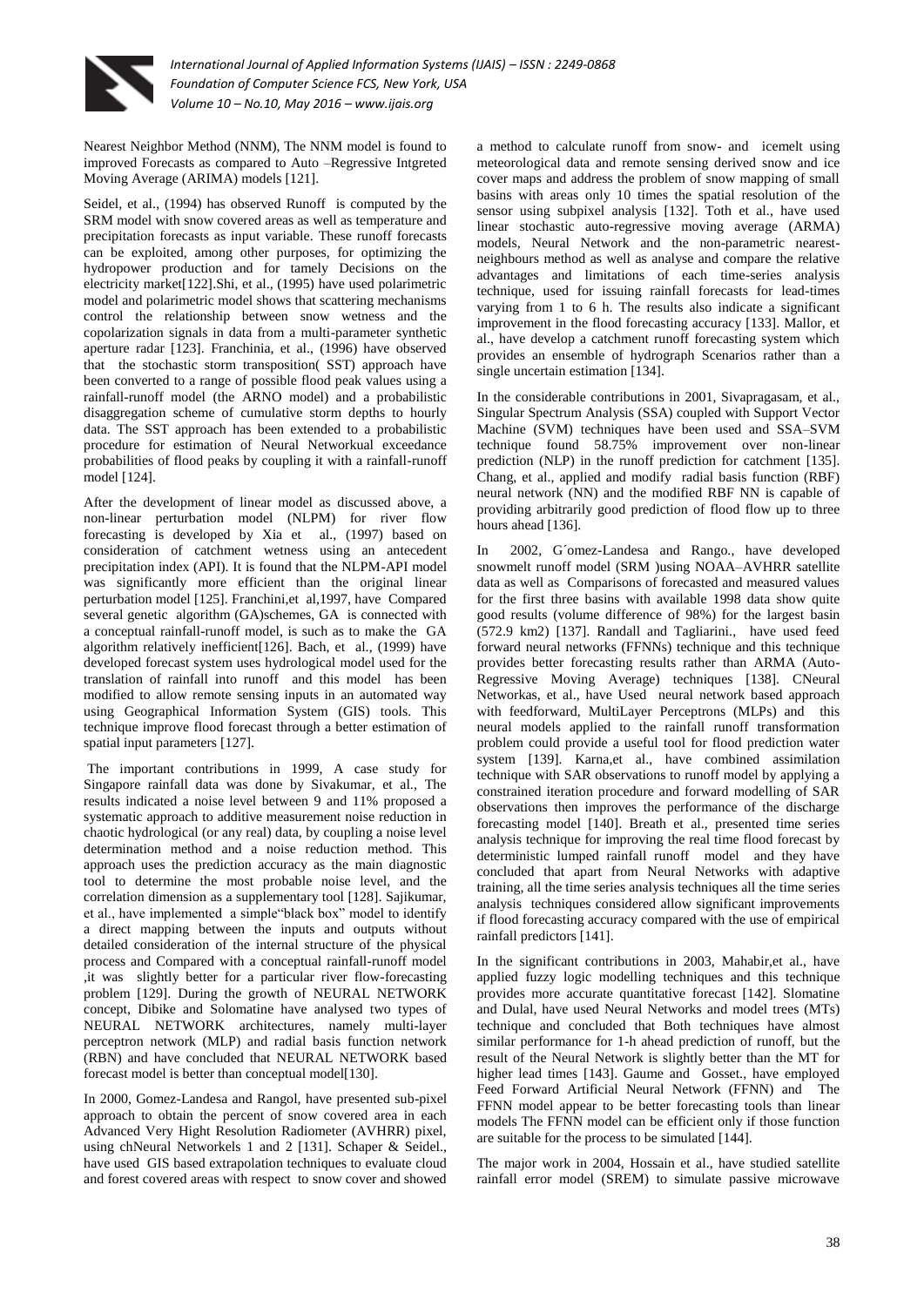Nearest Neighbor Method (NNM), The NNM model is found to improved Forecasts as compared to Auto –Regressive Intgreted Moving Average (ARIMA) models [121].

Seidel, et al., (1994) has observed Runoff is computed by the SRM model with snow covered areas as well as temperature and precipitation forecasts as input variable. These runoff forecasts can be exploited, among other purposes, for optimizing the hydropower production and for tamely Decisions on the electricity market[122].Shi, et al., (1995) have used polarimetric model and polarimetric model shows that scattering mechanisms control the relationship between snow wetness and the copolarization signals in data from a multi-parameter synthetic aperture radar [123]. Franchinia, et al., (1996) have observed that the stochastic storm transposition( SST) approach have been converted to a range of possible flood peak values using a rainfall-runoff model (the ARNO model) and a probabilistic disaggregation scheme of cumulative storm depths to hourly data. The SST approach has been extended to a probabilistic procedure for estimation of Neural Networkual exceedance probabilities of flood peaks by coupling it with a rainfall-runoff model [124].

After the development of linear model as discussed above, a non-linear perturbation model (NLPM) for river flow forecasting is developed by Xia et al., (1997) based on consideration of catchment wetness using an antecedent precipitation index (API). It is found that the NLPM-API model was significantly more efficient than the original linear perturbation model [125]. Franchini,et al,1997, have Compared several genetic algorithm (GA)schemes, GA is connected with a conceptual rainfall-runoff model, is such as to make the GA algorithm relatively inefficient[126]. Bach, et al., (1999) have developed forecast system uses hydrological model used for the translation of rainfall into runoff and this model has been modified to allow remote sensing inputs in an automated way using Geographical Information System (GIS) tools. This technique improve flood forecast through a better estimation of spatial input parameters [127].

The important contributions in 1999, A case study for Singapore rainfall data was done by Sivakumar, et al., The results indicated a noise level between 9 and 11% proposed a systematic approach to additive measurement noise reduction in chaotic hydrological (or any real) data, by coupling a noise level determination method and a noise reduction method. This approach uses the prediction accuracy as the main diagnostic tool to determine the most probable noise level, and the correlation dimension as a supplementary tool [128]. Sajikumar, et al., have implemented a simple"black box" model to identify a direct mapping between the inputs and outputs without detailed consideration of the internal structure of the physical process and Compared with a conceptual rainfall-runoff model ,it was slightly better for a particular river flow-forecasting problem [129]. During the growth of NEURAL NETWORK concept, Dibike and Solomatine have analysed two types of NEURAL NETWORK architectures, namely multi-layer perceptron network (MLP) and radial basis function network (RBN) and have concluded that NEURAL NETWORK based forecast model is better than conceptual model[130].

In 2000, Gomez-Landesa and Rangol, have presented sub-pixel approach to obtain the percent of snow covered area in each Advanced Very Hight Resolution Radiometer (AVHRR) pixel, using chNeural Networkels 1 and 2 [131]. Schaper & Seidel., have used GIS based extrapolation techniques to evaluate cloud and forest covered areas with respect to snow cover and showed a method to calculate runoff from snow- and icemelt using meteorological data and remote sensing derived snow and ice cover maps and address the problem of snow mapping of small basins with areas only 10 times the spatial resolution of the sensor using subpixel analysis [132]. Toth et al., have used linear stochastic auto-regressive moving average (ARMA) models, Neural Network and the non-parametric nearest-neighbours method as well as analyse and compare the relative advantages and limitations of each time-series analysis technique, used for issuing rainfall forecasts for lead-times varying from 1 to 6 h. The results also indicate a significant improvement in the flood forecasting accuracy [133]. Mallor, et al., have develop a catchment runoff forecasting system which provides an ensemble of hydrograph Scenarios rather than a single uncertain estimation [134].

In the considerable contributions in 2001, Sivapragasam, et al., Singular Spectrum Analysis (SSA) coupled with Support Vector Machine (SVM) techniques have been used and SSA–SVM technique found 58.75% improvement over non-linear prediction (NLP) in the runoff prediction for catchment [135]. Chang, et al., applied and modify radial basis function (RBF) neural network (NN) and the modified RBF NN is capable of providing arbitrarily good prediction of flood flow up to three hours ahead [136].

In 2002, G´omez-Landesa and Rango., have developed snowmelt runoff model (SRM )using NOAA–AVHRR satellite data as well as Comparisons of forecasted and measured values for the first three basins with available 1998 data show quite good results (volume difference of 98%) for the largest basin (572.9 km2) [137]. Randall and Tagliarini., have used feed forward neural networks (FFNNs) technique and this technique provides better forecasting results rather than ARMA (Auto-Regressive Moving Average) techniques [138]. CNeural Networkas, et al., have Used neural network based approach with feedforward, MultiLayer Perceptrons (MLPs) and this neural models applied to the rainfall runoff transformation problem could provide a useful tool for flood prediction water system [139]. Karna,et al., have combined assimilation technique with SAR observations to runoff model by applying a constrained iteration procedure and forward modelling of SAR observations then improves the performance of the discharge forecasting model [140]. Breath et al., presented time series analysis technique for improving the real time flood forecast by deterministic lumped rainfall runoff model and they have concluded that apart from Neural Networks with adaptive training, all the time series analysis techniques all the time series analysis techniques considered allow significant improvements if flood forecasting accuracy compared with the use of empirical rainfall predictors [141].

In the significant contributions in 2003, Mahabir,et al., have applied fuzzy logic modelling techniques and this technique provides more accurate quantitative forecast [142]. Slomatine and Dulal, have used Neural Networks and model trees (MTs) technique and concluded that Both techniques have almost similar performance for 1-h ahead prediction of runoff, but the result of the Neural Network is slightly better than the MT for higher lead times [143]. Gaume and Gosset., have employed Feed Forward Artificial Neural Network (FFNN) and The FFNN model appear to be better forecasting tools than linear models The FFNN model can be efficient only if those function are suitable for the process to be simulated [144].

The major work in 2004, Hossain et al., have studied satellite rainfall error model (SREM) to simulate passive microwave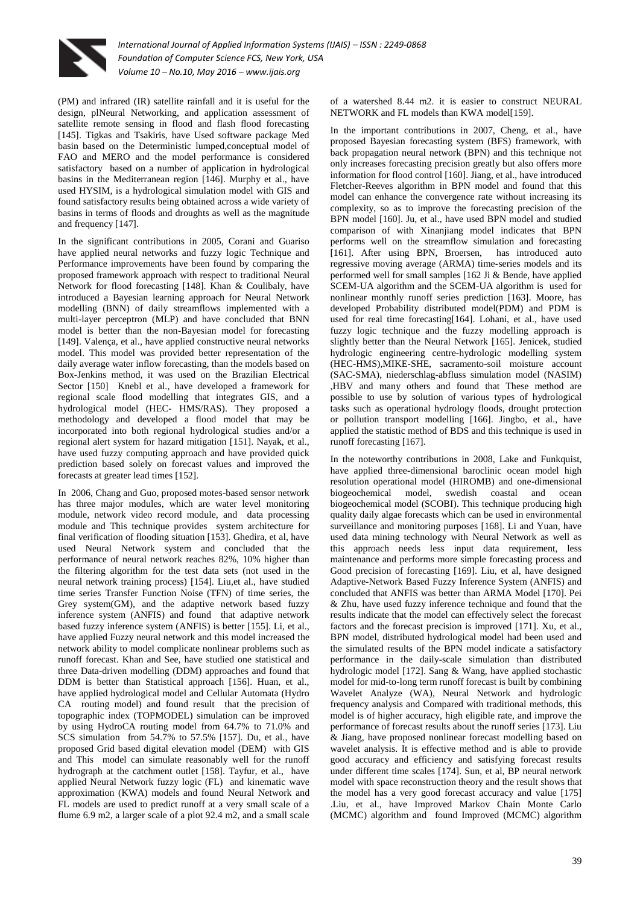(PM) and infrared (IR) satellite rainfall and it is useful for the design, plNeural Networking, and application assessment of satellite remote sensing in flood and flash flood forecasting [145]. Tigkas and Tsakiris, have Used software package Med basin based on the Deterministic lumped,conceptual model of FAO and MERO and the model performance is considered satisfactory based on a number of application in hydrological basins in the Mediterranean region [146]. Murphy et al., have used HYSIM, is a hydrological simulation model with GIS and found satisfactory results being obtained across a wide variety of basins in terms of floods and droughts as well as the magnitude and frequency [147].

In the significant contributions in 2005, Corani and Guariso have applied neural networks and fuzzy logic Technique and Performance improvements have been found by comparing the proposed framework approach with respect to traditional Neural Network for flood forecasting [148]. Khan & Coulibaly, have introduced a Bayesian learning approach for Neural Network modelling (BNN) of daily streamflows implemented with a multi-layer perceptron (MLP) and have concluded that BNN model is better than the non-Bayesian model for forecasting [149]. Valença, et al., have applied constructive neural networks model. This model was provided better representation of the daily average water inflow forecasting, than the models based on Box-Jenkins method, it was used on the Brazilian Electrical Sector [150] Knebl et al., have developed a framework for regional scale flood modelling that integrates GIS, and a hydrological model (HEC- HMS/RAS). They proposed a methodology and developed a flood model that may be incorporated into both regional hydrological studies and/or a regional alert system for hazard mitigation [151]. Nayak, et al., have used fuzzy computing approach and have provided quick prediction based solely on forecast values and improved the forecasts at greater lead times [152].

In 2006, Chang and Guo, proposed motes-based sensor network has three major modules, which are water level monitoring module, network video record module, and data processing module and This technique provides system architecture for final verification of flooding situation [153]. Ghedira, et al, have used Neural Network system and concluded that the performance of neural network reaches 82%, 10% higher than the filtering algorithm for the test data sets (not used in the neural network training process) [154]. Liu,et al., have studied time series Transfer Function Noise (TFN) of time series, the Grey system(GM), and the adaptive network based fuzzy inference system (ANFIS) and found that adaptive network based fuzzy inference system (ANFIS) is better [155]. Li, et al., have applied Fuzzy neural network and this model increased the network ability to model complicate nonlinear problems such as runoff forecast. Khan and See, have studied one statistical and three Data-driven modelling (DDM) approaches and found that DDM is better than Statistical approach [156]. Huan, et al., have applied hydrological model and Cellular Automata (Hydro CA routing model) and found result that the precision of topographic index (TOPMODEL) simulation can be improved by using HydroCA routing model from 64.7% to 71.0% and SCS simulation from 54.7% to 57.5% [157]. Du, et al., have proposed Grid based digital elevation model (DEM) with GIS and This model can simulate reasonably well for the runoff hydrograph at the catchment outlet [158]. Tayfur, et al., have applied Neural Network fuzzy logic (FL) and kinematic wave approximation (KWA) models and found Neural Network and FL models are used to predict runoff at a very small scale of a flume 6.9 m2, a larger scale of a plot 92.4 m2, and a small scale of a watershed 8.44 m2. it is easier to construct NEURAL NETWORK and FL models than KWA model[159].

In the important contributions in 2007, Cheng, et al., have proposed Bayesian forecasting system (BFS) framework, with back propagation neural network (BPN) and this technique not only increases forecasting precision greatly but also offers more information for flood control [160]. Jiang, et al., have introduced Fletcher-Reeves algorithm in BPN model and found that this model can enhance the convergence rate without increasing its complexity, so as to improve the forecasting precision of the BPN model [160]. Ju, et al., have used BPN model and studied comparison of with Xinanjiang model indicates that BPN performs well on the streamflow simulation and forecasting [161]. After using BPN, Broersen, has introduced auto regressive moving average (ARMA) time-series models and its performed well for small samples [162 Ji & Bende, have applied SCEM-UA algorithm and the SCEM-UA algorithm is used for nonlinear monthly runoff series prediction [163]. Moore, has developed Probability distributed model(PDM) and PDM is used for real time forecasting[164]. Lohani, et al., have used fuzzy logic technique and the fuzzy modelling approach is slightly better than the Neural Network [165]. Jenicek, studied hydrologic engineering centre-hydrologic modelling system (HEC-HMS),MIKE-SHE, sacramento-soil moisture account (SAC-SMA), niederschlag-abfluss simulation model (NASIM) ,HBV and many others and found that These method are possible to use by solution of various types of hydrological tasks such as operational hydrology floods, drought protection or pollution transport modelling [166]. Jingbo, et al., have applied the statistic method of BDS and this technique is used in runoff forecasting [167].

In the noteworthy contributions in 2008, Lake and Funkquist, have applied three-dimensional baroclinic ocean model high resolution operational model (HIROMB) and one-dimensional biogeochemical model, swedish coastal and ocean biogeochemical model (SCOBI). This technique producing high quality daily algae forecasts which can be used in environmental surveillance and monitoring purposes [168]. Li and Yuan, have used data mining technology with Neural Network as well as this approach needs less input data requirement, less maintenance and performs more simple forecasting process and Good precision of forecasting [169]. Liu, et al, have designed Adaptive-Network Based Fuzzy Inference System (ANFIS) and concluded that ANFIS was better than ARMA Model [170]. Pei & Zhu, have used fuzzy inference technique and found that the results indicate that the model can effectively select the forecast factors and the forecast precision is improved [171]. Xu, et al., BPN model, distributed hydrological model had been used and the simulated results of the BPN model indicate a satisfactory performance in the daily-scale simulation than distributed hydrologic model [172]. Sang & Wang, have applied stochastic model for mid-to-long term runoff forecast is built by combining Wavelet Analyze (WA), Neural Network and hydrologic frequency analysis and Compared with traditional methods, this model is of higher accuracy, high eligible rate, and improve the performance of forecast results about the runoff series [173]. Liu & Jiang, have proposed nonlinear forecast modelling based on wavelet analysis. It is effective method and is able to provide good accuracy and efficiency and satisfying forecast results under different time scales [174]. Sun, et al, BP neural network model with space reconstruction theory and the result shows that the model has a very good forecast accuracy and value [175] .Liu, et al., have Improved Markov Chain Monte Carlo (MCMC) algorithm and found Improved (MCMC) algorithm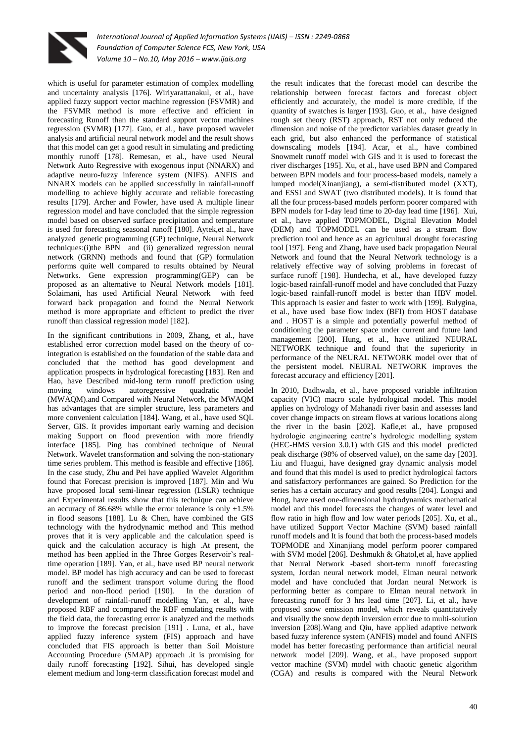which is useful for parameter estimation of complex modelling and uncertainty analysis [176]. Wiriyarattanakul, et al., have applied fuzzy support vector machine regression (FSVMR) and the FSVMR method is more effective and efficient in forecasting Runoff than the standard support vector machines regression (SVMR) [177]. Guo, et al., have proposed wavelet analysis and artificial neural network model and the result shows that this model can get a good result in simulating and predicting monthly runoff [178]. Remesan, et al., have used Neural Network Auto Regressive with exogenous input (NNARX) and adaptive neuro-fuzzy inference system (NIFS). ANFIS and NNARX models can be applied successfully in rainfall-runoff modelling to achieve highly accurate and reliable forecasting results [179]. Archer and Fowler, have used A multiple linear regression model and have concluded that the simple regression model based on observed surface precipitation and temperature is used for forecasting seasonal runoff [180]. Aytek,et al., have analyzed genetic programming (GP) technique, Neural Network techniques:(i)the BPN and (ii) generalized regression neural network (GRNN) methods and found that (GP) formulation performs quite well compared to results obtained by Neural Networks. Gene expression programming(GEP) can be proposed as an alternative to Neural Network models [181]. Solaimani, has used Artificial Neural Network with feed forward back propagation and found the Neural Network method is more appropriate and efficient to predict the river runoff than classical regression model [182].

In the significant contributions in 2009, Zhang, et al., have established error correction model based on the theory of co-integration is established on the foundation of the stable data and concluded that the method has good development and application prospects in hydrological forecasting [183]. Ren and Hao, have Described mid-long term runoff prediction using moving windows autoregressive quadratic model (MWAQM).and Compared with Neural Network, the MWAQM has advantages that are simpler structure, less parameters and more convenient calculation [184]. Wang, et al., have used SQL Server, GIS. It provides important early warning and decision making Support on flood prevention with more friendly interface [185]. Ping has combined technique of Neural Network. Wavelet transformation and solving the non-stationary time series problem. This method is feasible and effective [186]. In the case study, Zhu and Pei have applied Wavelet Algorithm found that Forecast precision is improved [187]. Min and Wu have proposed local semi-linear regression (LSLR) technique and Experimental results show that this technique can achieve an accuracy of 86.68% while the error tolerance is only ±1.5% in flood seasons [188]. Lu & Chen, have combined the GIS technology with the hydrodynamic method and This method proves that it is very applicable and the calculation speed is quick and the calculation accuracy is high .At present, the method has been applied in the Three Gorges Reservoir's real-time operation [189]. Yan, et al., have used BP neural network model. BP model has high accuracy and can be used to forecast runoff and the sediment transport volume during the flood period and non-flood period [190]. In the duration of development of rainfall-runoff modelling Yan, et al., have proposed RBF and ccompared the RBF emulating results with the field data, the forecasting error is analyzed and the methods to improve the forecast precision [191] . Luna, et al., have applied fuzzy inference system (FIS) approach and have concluded that FIS approach is better than Soil Moisture Accounting Procedure (SMAP) approach .it is promising for daily runoff forecasting [192]. Sihui, has developed single element medium and long-term classification forecast model and the result indicates that the forecast model can describe the relationship between forecast factors and forecast object efficiently and accurately, the model is more credible, if the quantity of swatches is larger [193]. Guo, et al., have designed rough set theory (RST) approach, RST not only reduced the dimension and noise of the predictor variables dataset greatly in each grid, but also enhanced the performance of statistical downscaling models [194]. Acar, et al., have combined Snowmelt runoff model with GIS and it is used to forecast the river discharges [195]. Xu, et al., have used BPN and Compared between BPN models and four process-based models, namely a lumped model(Xinanjiang), a semi-distributed model (XXT), and ESSI and SWAT (two distributed models). It is found that all the four process-based models perform poorer compared with BPN models for I-day lead time to 20-day lead time [196]. Xui, et al., have applied TOPMODEL, Digital Elevation Model (DEM) and TOPMODEL can be used as a stream flow prediction tool and hence as an agricultural drought forecasting tool [197]. Feng and Zhang, have used back propagation Neural Network and found that the Neural Network technology is a relatively effective way of solving problems in forecast of surface runoff [198]. Hundecha, et al., have developed fuzzy logic-based rainfall-runoff model and have concluded that Fuzzy logic-based rainfall-runoff model is better than HBV model. This approach is easier and faster to work with [199]. Bulygina, et al., have used base flow index (BFI) from HOST database and . HOST is a simple and potentially powerful method of conditioning the parameter space under current and future land management [200]. Hung, et al., have utilized NEURAL NETWORK technique and found that the superiority in performance of the NEURAL NETWORK model over that of the persistent model. NEURAL NETWORK improves the forecast accuracy and efficiency [201].

In 2010, Dadhwala, et al., have proposed variable infiltration capacity (VIC) macro scale hydrological model. This model applies on hydrology of Mahanadi river basin and assesses land cover change impacts on stream flows at various locations along the river in the basin [202]. Kafle,et al., have proposed hydrologic engineering centre's hydrologic modelling system (HEC-HMS version 3.0.1) with GIS and this model predicted peak discharge (98% of observed value), on the same day [203]. Liu and Huagui, have designed gray dynamic analysis model and found that this model is used to predict hydrological factors and satisfactory performances are gained. So Prediction for the series has a certain accuracy and good results [204]. Longxi and Hong, have used one-dimensional hydrodynamics mathematical model and this model forecasts the changes of water level and flow ratio in high flow and low water periods [205]. Xu, et al., have utilized Support Vector Machine (SVM) based rainfall runoff models and It is found that both the process-based models TOPMODE and Xinanjiang model perform poorer compared with SVM model [206]. Deshmukh & Ghatol,et al, have applied that Neural Network -based short-term runoff forecasting system, Jordan neural network model, Elman neural network model and have concluded that Jordan neural Network is performing better as compare to Elman neural network in forecasting runoff for 3 hrs lead time [207]. Li, et al., have proposed snow emission model, which reveals quantitatively and visually the snow depth inversion error due to multi-solution inversion [208].Wang and Qiu, have applied adaptive network based fuzzy inference system (ANFIS) model and found ANFIS model has better forecasting performance than artificial neural network model [209]. Wang, et al., have proposed support vector machine (SVM) model with chaotic genetic algorithm (CGA) and results is compared with the Neural Network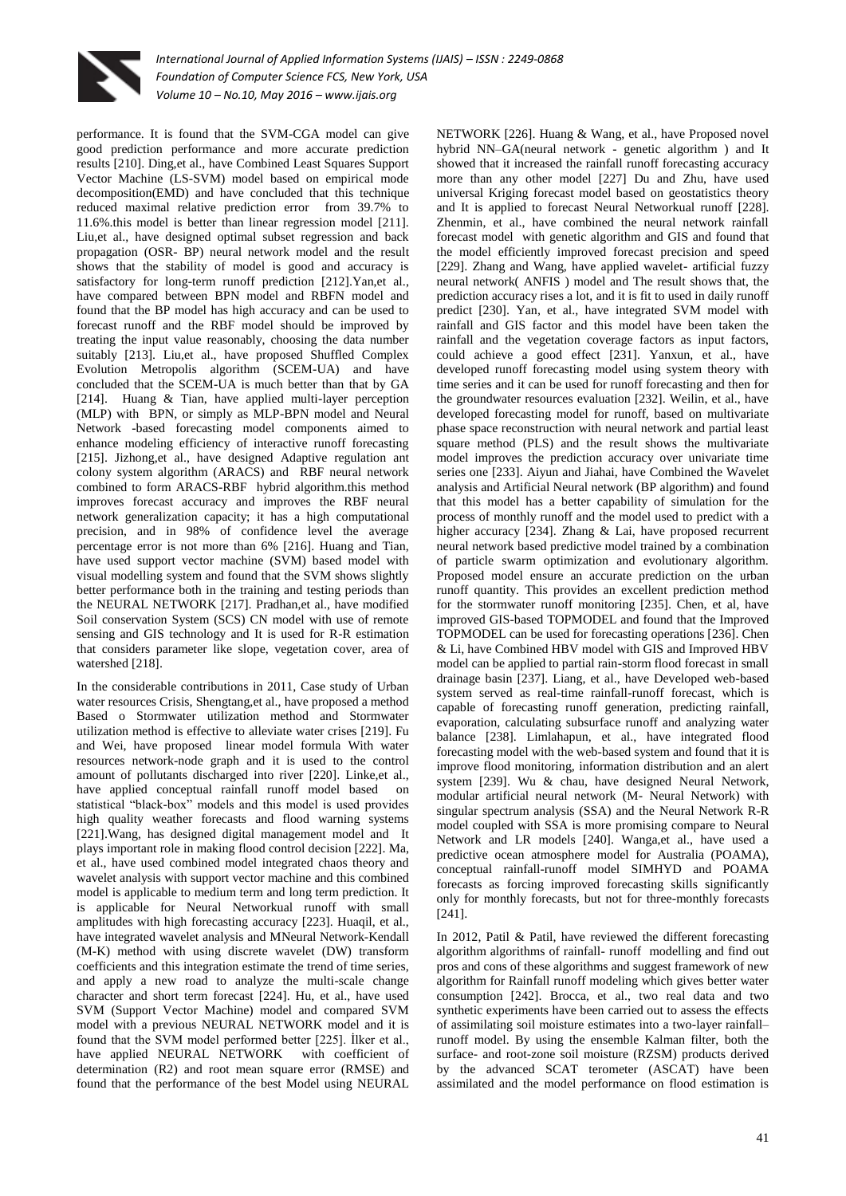performance. It is found that the SVM-CGA model can give good prediction performance and more accurate prediction results [210]. Ding,et al., have Combined Least Squares Support Vector Machine (LS-SVM) model based on empirical mode decomposition(EMD) and have concluded that this technique reduced maximal relative prediction error from 39.7% to 11.6%.this model is better than linear regression model [211]. Liu,et al., have designed optimal subset regression and back propagation (OSR- BP) neural network model and the result shows that the stability of model is good and accuracy is satisfactory for long-term runoff prediction [212].Yan,et al., have compared between BPN model and RBFN model and found that the BP model has high accuracy and can be used to forecast runoff and the RBF model should be improved by treating the input value reasonably, choosing the data number suitably [213]. Liu,et al., have proposed Shuffled Complex Evolution Metropolis algorithm (SCEM-UA) and have concluded that the SCEM-UA is much better than that by GA [214]. Huang & Tian, have applied multi-layer perception (MLP) with BPN, or simply as MLP-BPN model and Neural Network -based forecasting model components aimed to enhance modeling efficiency of interactive runoff forecasting [215]. Jizhong,et al., have designed Adaptive regulation ant colony system algorithm (ARACS) and RBF neural network combined to form ARACS-RBF hybrid algorithm.this method improves forecast accuracy and improves the RBF neural network generalization capacity; it has a high computational precision, and in 98% of confidence level the average percentage error is not more than 6% [216]. Huang and Tian, have used support vector machine (SVM) based model with visual modelling system and found that the SVM shows slightly better performance both in the training and testing periods than the NEURAL NETWORK [217]. Pradhan,et al., have modified Soil conservation System (SCS) CN model with use of remote sensing and GIS technology and It is used for R-R estimation that considers parameter like slope, vegetation cover, area of watershed [218].

In the considerable contributions in 2011, Case study of Urban water resources Crisis, Shengtang,et al., have proposed a method Based o Stormwater utilization method and Stormwater utilization method is effective to alleviate water crises [219]. Fu and Wei, have proposed linear model formula With water resources network-node graph and it is used to the control amount of pollutants discharged into river [220]. Linke,et al., have applied conceptual rainfall runoff model based on statistical "black-box" models and this model is used provides high quality weather forecasts and flood warning systems [221].Wang, has designed digital management model and It plays important role in making flood control decision [222]. Ma, et al., have used combined model integrated chaos theory and wavelet analysis with support vector machine and this combined model is applicable to medium term and long term prediction. It is applicable for Neural Networkual runoff with small amplitudes with high forecasting accuracy [223]. Huaqil, et al., have integrated wavelet analysis and MNeural Network-Kendall (M-K) method with using discrete wavelet (DW) transform coefficients and this integration estimate the trend of time series, and apply a new road to analyze the multi-scale change character and short term forecast [224]. Hu, et al., have used SVM (Support Vector Machine) model and compared SVM model with a previous NEURAL NETWORK model and it is found that the SVM model performed better [225]. İlker et al., have applied NEURAL NETWORK with coefficient of determination (R2) and root mean square error (RMSE) and found that the performance of the best Model using NEURAL NETWORK [226]. Huang & Wang, et al., have Proposed novel hybrid NN–GA(neural network - genetic algorithm ) and It showed that it increased the rainfall runoff forecasting accuracy more than any other model [227] Du and Zhu, have used universal Kriging forecast model based on geostatistics theory and It is applied to forecast Neural Networkual runoff [228]. Zhenmin, et al., have combined the neural network rainfall forecast model with genetic algorithm and GIS and found that the model efficiently improved forecast precision and speed [229]. Zhang and Wang, have applied wavelet- artificial fuzzy neural network( ANFIS ) model and The result shows that, the prediction accuracy rises a lot, and it is fit to used in daily runoff predict [230]. Yan, et al., have integrated SVM model with rainfall and GIS factor and this model have been taken the rainfall and the vegetation coverage factors as input factors, could achieve a good effect [231]. Yanxun, et al., have developed runoff forecasting model using system theory with time series and it can be used for runoff forecasting and then for the groundwater resources evaluation [232]. Weilin, et al., have developed forecasting model for runoff, based on multivariate phase space reconstruction with neural network and partial least square method (PLS) and the result shows the multivariate model improves the prediction accuracy over univariate time series one [233]. Aiyun and Jiahai, have Combined the Wavelet analysis and Artificial Neural network (BP algorithm) and found that this model has a better capability of simulation for the process of monthly runoff and the model used to predict with a higher accuracy [234]. Zhang & Lai, have proposed recurrent neural network based predictive model trained by a combination of particle swarm optimization and evolutionary algorithm. Proposed model ensure an accurate prediction on the urban runoff quantity. This provides an excellent prediction method for the stormwater runoff monitoring [235]. Chen, et al, have improved GIS-based TOPMODEL and found that the Improved TOPMODEL can be used for forecasting operations [236]. Chen & Li, have Combined HBV model with GIS and Improved HBV model can be applied to partial rain-storm flood forecast in small drainage basin [237]. Liang, et al., have Developed web-based system served as real-time rainfall-runoff forecast, which is capable of forecasting runoff generation, predicting rainfall, evaporation, calculating subsurface runoff and analyzing water balance [238]. Limlahapun, et al., have integrated flood forecasting model with the web-based system and found that it is improve flood monitoring, information distribution and an alert system [239]. Wu & chau, have designed Neural Network, modular artificial neural network (M- Neural Network) with singular spectrum analysis (SSA) and the Neural Network R-R model coupled with SSA is more promising compare to Neural Network and LR models [240]. Wanga,et al., have used a predictive ocean atmosphere model for Australia (POAMA), conceptual rainfall-runoff model SIMHYD and POAMA forecasts as forcing improved forecasting skills significantly only for monthly forecasts, but not for three-monthly forecasts [241].

In 2012, Patil & Patil, have reviewed the different forecasting algorithm algorithms of rainfall- runoff modelling and find out pros and cons of these algorithms and suggest framework of new algorithm for Rainfall runoff modeling which gives better water consumption [242]. Brocca, et al., two real data and two synthetic experiments have been carried out to assess the effects of assimilating soil moisture estimates into a two-layer rainfall–runoff model. By using the ensemble Kalman filter, both the surface- and root-zone soil moisture (RZSM) products derived by the advanced SCAT terometer (ASCAT) have been assimilated and the model performance on flood estimation is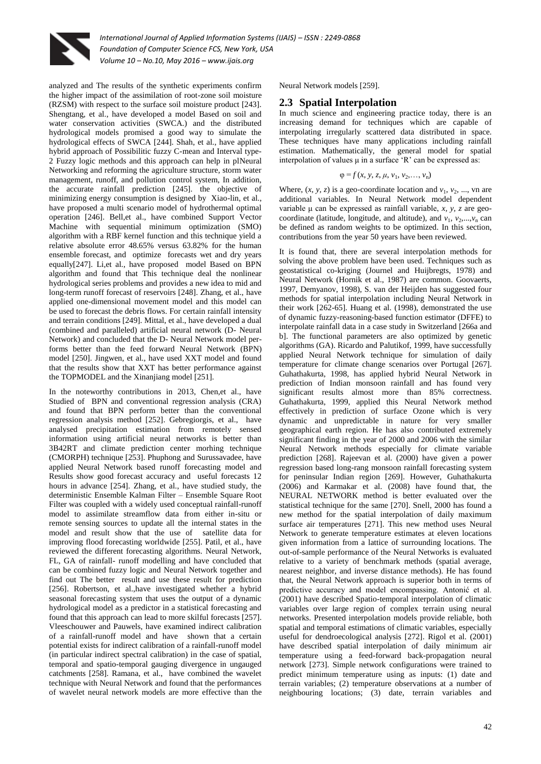analyzed and The results of the synthetic experiments confirm the higher impact of the assimilation of root-zone soil moisture (RZSM) with respect to the surface soil moisture product [243]. Shengtang, et al., have developed a model Based on soil and water conservation activities (SWCA.) and the distributed hydrological models promised a good way to simulate the hydrological effects of SWCA [244]. Shah, et al., have applied hybrid approach of Possibilitic fuzzy C-mean and Interval type-2 Fuzzy logic methods and this approach can help in plNeural Networking and reforming the agriculture structure, storm water management, runoff, and pollution control system, In addition, the accurate rainfall prediction [245]. the objective of minimizing energy consumption is designed by Xiao-lin, et al., have proposed a multi scenario model of hydrothermal optimal operation [246]. Bell,et al., have combined Support Vector Machine with sequential minimum optimization (SMO) algorithm with a RBF kernel function and this technique yield a relative absolute error 48.65% versus 63.82% for the human ensemble forecast, and optimize forecasts wet and dry years equally[247]. Li,et al., have proposed model Based on BPN algorithm and found that This technique deal the nonlinear hydrological series problems and provides a new idea to mid and long-term runoff forecast of reservoirs [248]. Zhang, et al., have applied one-dimensional movement model and this model can be used to forecast the debris flows. For certain rainfall intensity and terrain conditions [249]. Mittal, et al., have developed a dual (combined and paralleled) artificial neural network (D- Neural Network) and concluded that the D- Neural Network model performs better than the feed forward Neural Network (BPN) model [250]. Jingwen, et al., have used XXT model and found that the results show that XXT has better performance against the TOPMODEL and the Xinanjiang model [251].

In the noteworthy contributions in 2013, Chen,et al., have Studied of BPN and conventional regression analysis (CRA) and found that BPN perform better than the conventional regression analysis method [252]. Gebregiorgis, et al., have analysed precipitation estimation from remotely sensed information using artificial neural networks is better than 3B42RT and climate prediction center morhing technique (CMORPH) technique [253]. Phuphong and Surussavadee, have applied Neural Network based runoff forecasting model and Results show good forecast accuracy and useful forecasts 12 hours in advance [254]. Zhang, et al., have studied study, the deterministic Ensemble Kalman Filter – Ensemble Square Root Filter was coupled with a widely used conceptual rainfall-runoff model to assimilate streamflow data from either in-situ or remote sensing sources to update all the internal states in the model and result show that the use of satellite data for improving flood forecasting worldwide [255]. Patil, et al., have reviewed the different forecasting algorithms. Neural Network, FL, GA of rainfall- runoff modelling and have concluded that can be combined fuzzy logic and Neural Network together and find out The better result and use these result for prediction [256]. Robertson, et al.,have investigated whether a hybrid seasonal forecasting system that uses the output of a dynamic hydrological model as a predictor in a statistical forecasting and found that this approach can lead to more skilful forecasts [257]. Vleeschouwer and Pauwels, have examined indirect calibration of a rainfall-runoff model and have shown that a certain potential exists for indirect calibration of a rainfall-runoff model (in particular indirect spectral calibration) in the case of spatial, temporal and spatio-temporal gauging divergence in ungauged catchments [258]. Ramana, et al., have combined the wavelet technique with Neural Network and found that the performances of wavelet neural network models are more effective than the Neural Network models [259].

## 2.3 Spatial Interpolation

In much science and engineering practice today, there is an increasing demand for techniques which are capable of interpolating irregularly scattered data distributed in space. These techniques have many applications including rainfall estimation. Mathematically, the general model for spatial interpolation of values μ in a surface 'R' can be expressed as:

$$\varphi = f(x, y, z, \mu, v_1, v_2, \ldots, v_n)$$

Where, $(x, y, z)$ is a geo-coordinate location and $v_1, v_2, \ldots$, vn are additional variables. In Neural Network model dependent variable μ can be expressed as rainfall variable, $x, y, z$ are geo-coordinate (latitude, longitude, and altitude), and $v_1, v_2, \ldots, v_n$ can be defined as random weights to be optimized. In this section, contributions from the year 50 years have been reviewed.

It is found that, there are several interpolation methods for solving the above problem have been used. Techniques such as geostatistical co-kriging (Journel and Huijbregts, 1978) and Neural Network (Hornik et al., 1987) are common. Goovaerts, 1997, Demyanov, 1998), S. van der Heijden has suggested four methods for spatial interpolation including Neural Network in their work [262-65]. Huang et al. (1998), demonstrated the use of dynamic fuzzy-reasoning-based function estimator (DFFE) to interpolate rainfall data in a case study in Switzerland [266a and b]. The functional parameters are also optimized by genetic algorithms (GA). Ricardo and Palutikof, 1999, have successfully applied Neural Network technique for simulation of daily temperature for climate change scenarios over Portugal [267]. Guhathakurta, 1998, has applied hybrid Neural Network in prediction of Indian monsoon rainfall and has found very significant results almost more than 85% correctness. Guhathakurta, 1999, applied this Neural Network method effectively in prediction of surface Ozone which is very dynamic and unpredictable in nature for very smaller geographical earth region. He has also contributed extremely significant finding in the year of 2000 and 2006 with the similar Neural Network methods especially for climate variable prediction [268]. Rajeevan et al. (2000) have given a power regression based long-rang monsoon rainfall forecasting system for peninsular Indian region [269]. However, Guhathakurta (2006) and Karmakar et al. (2008) have found that, the NEURAL NETWORK method is better evaluated over the statistical technique for the same [270]. Snell, 2000 has found a new method for the spatial interpolation of daily maximum surface air temperatures [271]. This new method uses Neural Network to generate temperature estimates at eleven locations given information from a lattice of surrounding locations. The out-of-sample performance of the Neural Networks is evaluated relative to a variety of benchmark methods (spatial average, nearest neighbor, and inverse distance methods). He has found that, the Neural Network approach is superior both in terms of predictive accuracy and model encompassing. Antonić et al. (2001) have described Spatio-temporal interpolation of climatic variables over large region of complex terrain using neural networks. Presented interpolation models provide reliable, both spatial and temporal estimations of climatic variables, especially useful for dendroecological analysis [272]. Rigol et al. (2001) have described spatial interpolation of daily minimum air temperature using a feed-forward back-propagation neural network [273]. Simple network configurations were trained to predict minimum temperature using as inputs: (1) date and terrain variables; (2) temperature observations at a number of neighbouring locations; (3) date, terrain variables and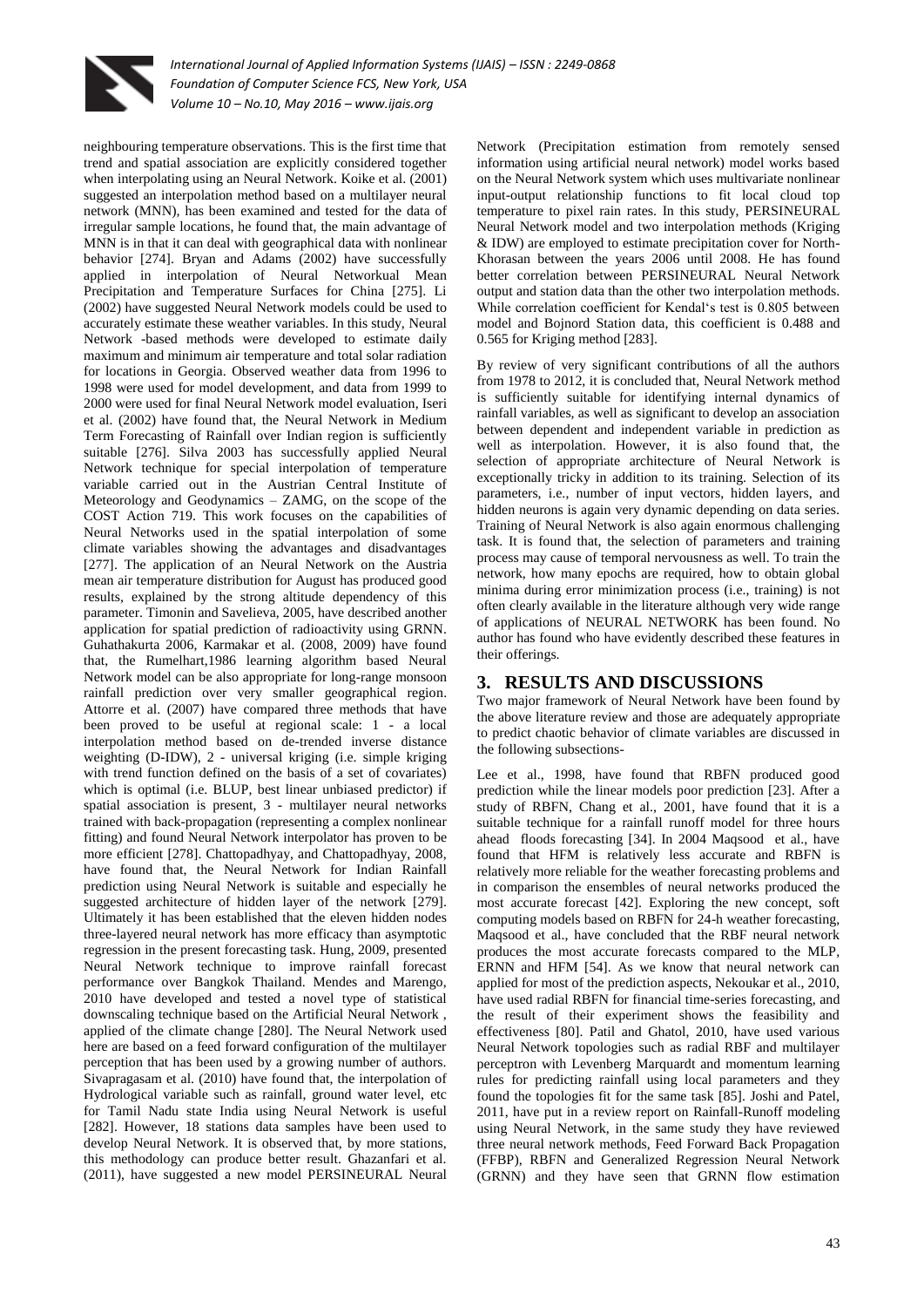neighbouring temperature observations. This is the first time that trend and spatial association are explicitly considered together when interpolating using an Neural Network. Koike et al. (2001) suggested an interpolation method based on a multilayer neural network (MNN), has been examined and tested for the data of irregular sample locations, he found that, the main advantage of MNN is in that it can deal with geographical data with nonlinear behavior [274]. Bryan and Adams (2002) have successfully applied in interpolation of Neural Networkual Mean Precipitation and Temperature Surfaces for China [275]. Li (2002) have suggested Neural Network models could be used to accurately estimate these weather variables. In this study, Neural Network -based methods were developed to estimate daily maximum and minimum air temperature and total solar radiation for locations in Georgia. Observed weather data from 1996 to 1998 were used for model development, and data from 1999 to 2000 were used for final Neural Network model evaluation, Iseri et al. (2002) have found that, the Neural Network in Medium Term Forecasting of Rainfall over Indian region is sufficiently suitable [276]. Silva 2003 has successfully applied Neural Network technique for special interpolation of temperature variable carried out in the Austrian Central Institute of Meteorology and Geodynamics – ZAMG, on the scope of the COST Action 719. This work focuses on the capabilities of Neural Networks used in the spatial interpolation of some climate variables showing the advantages and disadvantages [277]. The application of an Neural Network on the Austria mean air temperature distribution for August has produced good results, explained by the strong altitude dependency of this parameter. Timonin and Savelieva, 2005, have described another application for spatial prediction of radioactivity using GRNN. Guhathakurta 2006, Karmakar et al. (2008, 2009) have found that, the Rumelhart,1986 learning algorithm based Neural Network model can be also appropriate for long-range monsoon rainfall prediction over very smaller geographical region. Attorre et al. (2007) have compared three methods that have been proved to be useful at regional scale: 1 - a local interpolation method based on de-trended inverse distance weighting (D-IDW), 2 - universal kriging (i.e. simple kriging with trend function defined on the basis of a set of covariates) which is optimal (i.e. BLUP, best linear unbiased predictor) if spatial association is present, 3 - multilayer neural networks trained with back-propagation (representing a complex nonlinear fitting) and found Neural Network interpolator has proven to be more efficient [278]. Chattopadhyay, and Chattopadhyay, 2008, have found that, the Neural Network for Indian Rainfall prediction using Neural Network is suitable and especially he suggested architecture of hidden layer of the network [279]. Ultimately it has been established that the eleven hidden nodes three-layered neural network has more efficacy than asymptotic regression in the present forecasting task. Hung, 2009, presented Neural Network technique to improve rainfall forecast performance over Bangkok Thailand. Mendes and Marengo, 2010 have developed and tested a novel type of statistical downscaling technique based on the Artificial Neural Network , applied of the climate change [280]. The Neural Network used here are based on a feed forward configuration of the multilayer perception that has been used by a growing number of authors. Sivapragasam et al. (2010) have found that, the interpolation of Hydrological variable such as rainfall, ground water level, etc for Tamil Nadu state India using Neural Network is useful [282]. However, 18 stations data samples have been used to develop Neural Network. It is observed that, by more stations, this methodology can produce better result. Ghazanfari et al. (2011), have suggested a new model PERSINEURAL Neural Network (Precipitation estimation from remotely sensed information using artificial neural network) model works based on the Neural Network system which uses multivariate nonlinear input-output relationship functions to fit local cloud top temperature to pixel rain rates. In this study, PERSINEURAL Neural Network model and two interpolation methods (Kriging & IDW) are employed to estimate precipitation cover for North-Khorasan between the years 2006 until 2008. He has found better correlation between PERSINEURAL Neural Network output and station data than the other two interpolation methods. While correlation coefficient for Kendal's test is 0.805 between model and Bojnord Station data, this coefficient is 0.488 and 0.565 for Kriging method [283].

By review of very significant contributions of all the authors from 1978 to 2012, it is concluded that, Neural Network method is sufficiently suitable for identifying internal dynamics of rainfall variables, as well as significant to develop an association between dependent and independent variable in prediction as well as interpolation. However, it is also found that, the selection of appropriate architecture of Neural Network is exceptionally tricky in addition to its training. Selection of its parameters, i.e., number of input vectors, hidden layers, and hidden neurons is again very dynamic depending on data series. Training of Neural Network is also again enormous challenging task. It is found that, the selection of parameters and training process may cause of temporal nervousness as well. To train the network, how many epochs are required, how to obtain global minima during error minimization process (i.e., training) is not often clearly available in the literature although very wide range of applications of NEURAL NETWORK has been found. No author has found who have evidently described these features in their offerings.

## 3. RESULTS AND DISCUSSIONS

Two major framework of Neural Network have been found by the above literature review and those are adequately appropriate to predict chaotic behavior of climate variables are discussed in the following subsections-

Lee et al., 1998, have found that RBFN produced good prediction while the linear models poor prediction [23]. After a study of RBFN, Chang et al., 2001, have found that it is a suitable technique for a rainfall runoff model for three hours ahead floods forecasting [34]. In 2004 Maqsood et al., have found that HFM is relatively less accurate and RBFN is relatively more reliable for the weather forecasting problems and in comparison the ensembles of neural networks produced the most accurate forecast [42]. Exploring the new concept, soft computing models based on RBFN for 24-h weather forecasting, Maqsood et al., have concluded that the RBF neural network produces the most accurate forecasts compared to the MLP, ERNN and HFM [54]. As we know that neural network can applied for most of the prediction aspects, Nekoukar et al., 2010, have used radial RBFN for financial time-series forecasting, and the result of their experiment shows the feasibility and effectiveness [80]. Patil and Ghatol, 2010, have used various Neural Network topologies such as radial RBF and multilayer perceptron with Levenberg Marquardt and momentum learning rules for predicting rainfall using local parameters and they found the topologies fit for the same task [85]. Joshi and Patel, 2011, have put in a review report on Rainfall-Runoff modeling using Neural Network, in the same study they have reviewed three neural network methods, Feed Forward Back Propagation (FFBP), RBFN and Generalized Regression Neural Network (GRNN) and they have seen that GRNN flow estimation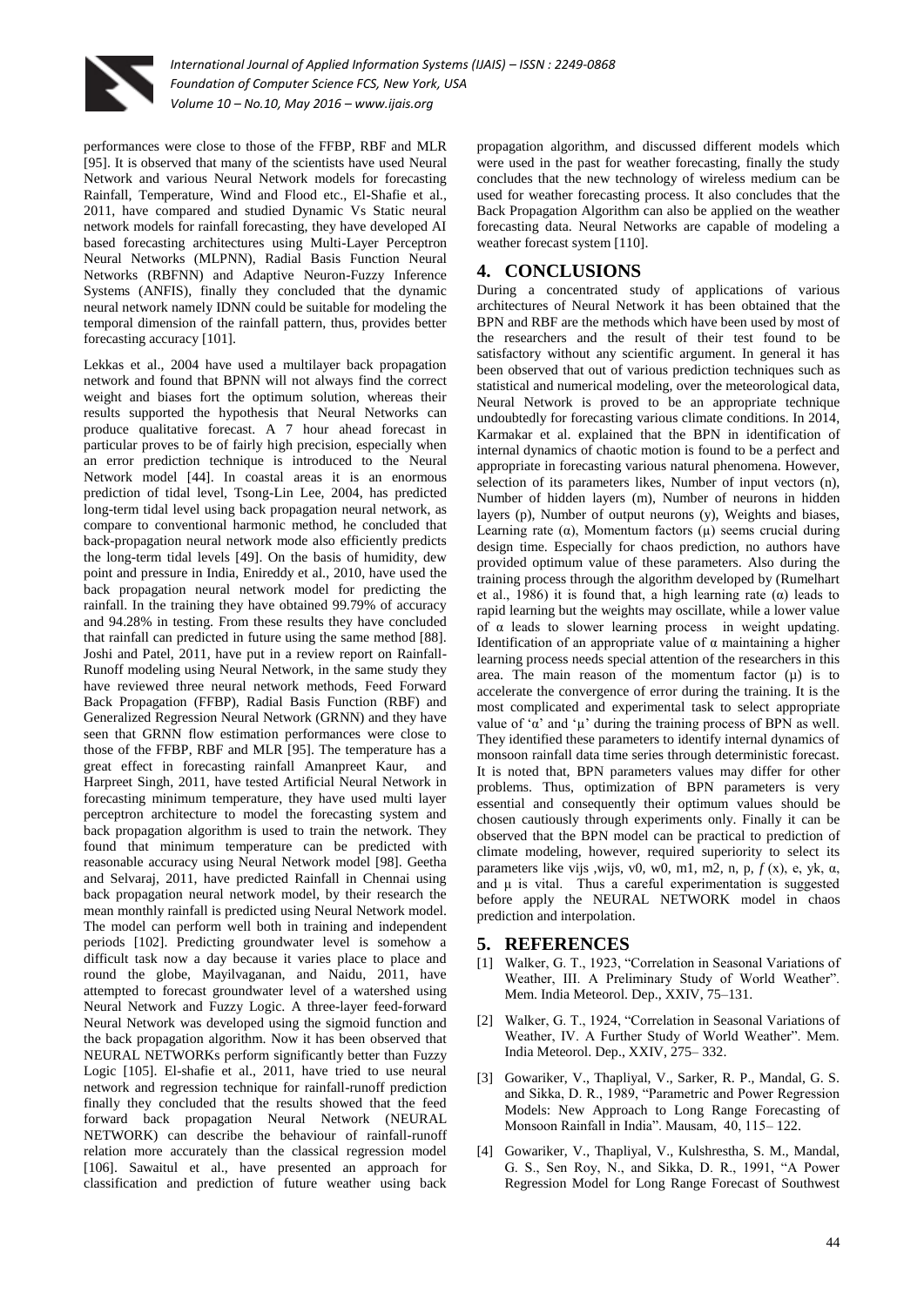performances were close to those of the FFBP, RBF and MLR [95]. It is observed that many of the scientists have used Neural Network and various Neural Network models for forecasting Rainfall, Temperature, Wind and Flood etc., El-Shafie et al., 2011, have compared and studied Dynamic Vs Static neural network models for rainfall forecasting, they have developed AI based forecasting architectures using Multi-Layer Perceptron Neural Networks (MLPNN), Radial Basis Function Neural Networks (RBFNN) and Adaptive Neuron-Fuzzy Inference Systems (ANFIS), finally they concluded that the dynamic neural network namely IDNN could be suitable for modeling the temporal dimension of the rainfall pattern, thus, provides better forecasting accuracy [101].

Lekkas et al., 2004 have used a multilayer back propagation network and found that BPNN will not always find the correct weight and biases fort the optimum solution, whereas their results supported the hypothesis that Neural Networks can produce qualitative forecast. A 7 hour ahead forecast in particular proves to be of fairly high precision, especially when an error prediction technique is introduced to the Neural Network model [44]. In coastal areas it is an enormous prediction of tidal level, Tsong-Lin Lee, 2004, has predicted long-term tidal level using back propagation neural network, as compare to conventional harmonic method, he concluded that back-propagation neural network mode also efficiently predicts the long-term tidal levels [49]. On the basis of humidity, dew point and pressure in India, Enireddy et al., 2010, have used the back propagation neural network model for predicting the rainfall. In the training they have obtained 99.79% of accuracy and 94.28% in testing. From these results they have concluded that rainfall can predicted in future using the same method [88]. Joshi and Patel, 2011, have put in a review report on Rainfall-Runoff modeling using Neural Network, in the same study they have reviewed three neural network methods, Feed Forward Back Propagation (FFBP), Radial Basis Function (RBF) and Generalized Regression Neural Network (GRNN) and they have seen that GRNN flow estimation performances were close to those of the FFBP, RBF and MLR [95]. The temperature has a great effect in forecasting rainfall Amanpreet Kaur, and Harpreet Singh, 2011, have tested Artificial Neural Network in forecasting minimum temperature, they have used multi layer perceptron architecture to model the forecasting system and back propagation algorithm is used to train the network. They found that minimum temperature can be predicted with reasonable accuracy using Neural Network model [98]. Geetha and Selvaraj, 2011, have predicted Rainfall in Chennai using back propagation neural network model, by their research the mean monthly rainfall is predicted using Neural Network model. The model can perform well both in training and independent periods [102]. Predicting groundwater level is somehow a difficult task now a day because it varies place to place and round the globe, Mayilvaganan, and Naidu, 2011, have attempted to forecast groundwater level of a watershed using Neural Network and Fuzzy Logic. A three-layer feed-forward Neural Network was developed using the sigmoid function and the back propagation algorithm. Now it has been observed that NEURAL NETWORKs perform significantly better than Fuzzy Logic [105]. El-shafie et al., 2011, have tried to use neural network and regression technique for rainfall-runoff prediction finally they concluded that the results showed that the feed forward back propagation Neural Network (NEURAL NETWORK) can describe the behaviour of rainfall-runoff relation more accurately than the classical regression model [106]. Sawaitul et al., have presented an approach for classification and prediction of future weather using back propagation algorithm, and discussed different models which were used in the past for weather forecasting, finally the study concludes that the new technology of wireless medium can be used for weather forecasting process. It also concludes that the Back Propagation Algorithm can also be applied on the weather forecasting data. Neural Networks are capable of modeling a weather forecast system [110].

## 4. CONCLUSIONS

During a concentrated study of applications of various architectures of Neural Network it has been obtained that the BPN and RBF are the methods which have been used by most of the researchers and the result of their test found to be satisfactory without any scientific argument. In general it has been observed that out of various prediction techniques such as statistical and numerical modeling, over the meteorological data, Neural Network is proved to be an appropriate technique undoubtedly for forecasting various climate conditions. In 2014, Karmakar et al. explained that the BPN in identification of internal dynamics of chaotic motion is found to be a perfect and appropriate in forecasting various natural phenomena. However, selection of its parameters likes, Number of input vectors (n), Number of hidden layers (m), Number of neurons in hidden layers (p), Number of output neurons (y), Weights and biases, Learning rate (α), Momentum factors (μ) seems crucial during design time. Especially for chaos prediction, no authors have provided optimum value of these parameters. Also during the training process through the algorithm developed by (Rumelhart et al., 1986) it is found that, a high learning rate (α) leads to rapid learning but the weights may oscillate, while a lower value of α leads to slower learning process in weight updating. Identification of an appropriate value of α maintaining a higher learning process needs special attention of the researchers in this area. The main reason of the momentum factor (μ) is to accelerate the convergence of error during the training. It is the most complicated and experimental task to select appropriate value of 'α' and 'μ' during the training process of BPN as well. They identified these parameters to identify internal dynamics of monsoon rainfall data time series through deterministic forecast. It is noted that, BPN parameters values may differ for other problems. Thus, optimization of BPN parameters is very essential and consequently their optimum values should be chosen cautiously through experiments only. Finally it can be observed that the BPN model can be practical to prediction of climate modeling, however, required superiority to select its parameters like vijs ,wijs, v0, w0, m1, m2, n, p, *f* (x), e, yk, α, and μ is vital. Thus a careful experimentation is suggested before apply the NEURAL NETWORK model in chaos prediction and interpolation.

## 5. REFERENCES

[1] Walker, G. T., 1923, "Correlation in Seasonal Variations of Weather, III. A Preliminary Study of World Weather". Mem. India Meteorol. Dep., XXIV, 75–131.

[2] Walker, G. T., 1924, "Correlation in Seasonal Variations of Weather, IV. A Further Study of World Weather". Mem. India Meteorol. Dep., XXIV, 275– 332.

[3] Gowariker, V., Thapliyal, V., Sarker, R. P., Mandal, G. S. and Sikka, D. R., 1989, "Parametric and Power Regression Models: New Approach to Long Range Forecasting of Monsoon Rainfall in India". Mausam, 40, 115– 122.

[4] Gowariker, V., Thapliyal, V., Kulshrestha, S. M., Mandal, G. S., Sen Roy, N., and Sikka, D. R., 1991, "A Power Regression Model for Long Range Forecast of Southwest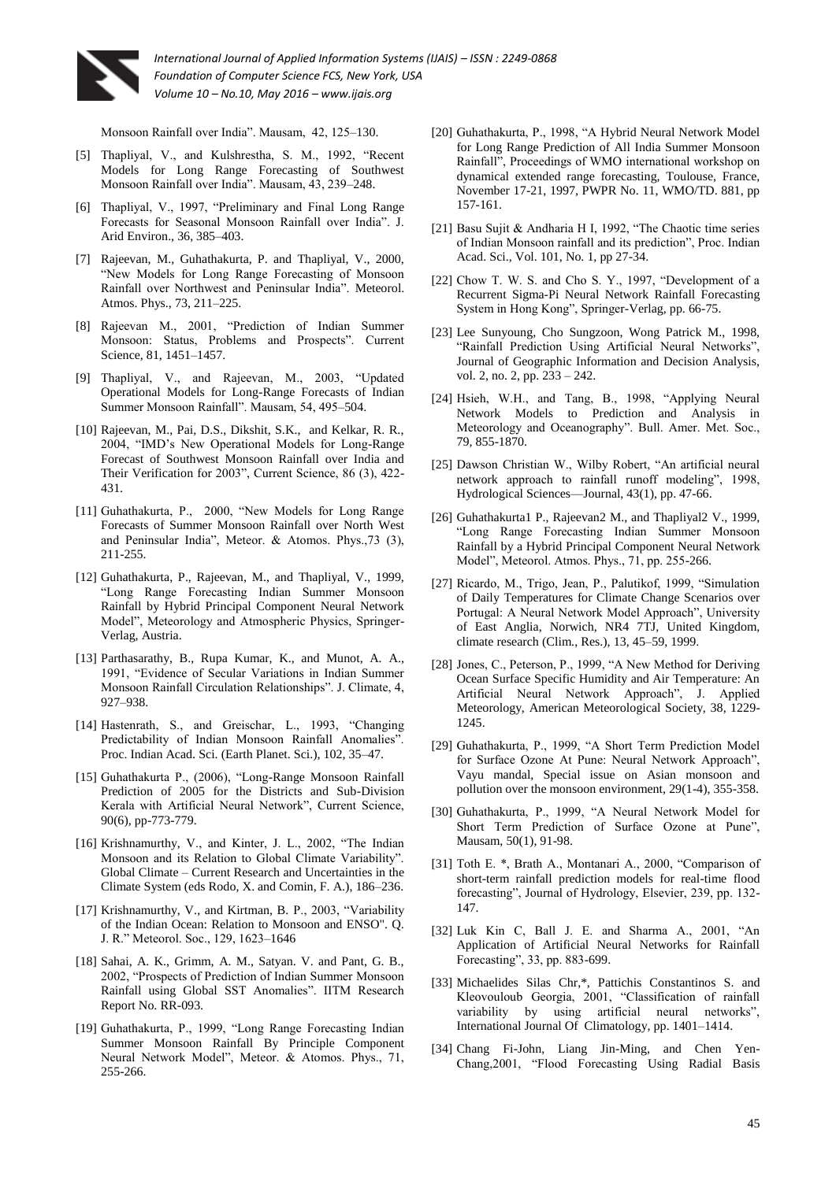Monsoon Rainfall over India". Mausam, 42, 125–130.

[5] Thapliyal, V., and Kulshrestha, S. M., 1992, "Recent Models for Long Range Forecasting of Southwest Monsoon Rainfall over India". Mausam, 43, 239–248.

[6] Thapliyal, V., 1997, "Preliminary and Final Long Range Forecasts for Seasonal Monsoon Rainfall over India". J. Arid Environ., 36, 385–403.

[7] Rajeevan, M., Guhathakurta, P. and Thapliyal, V., 2000, "New Models for Long Range Forecasting of Monsoon Rainfall over Northwest and Peninsular India". Meteorol. Atmos. Phys., 73, 211–225.

[8] Rajeevan M., 2001, "Prediction of Indian Summer Monsoon: Status, Problems and Prospects". Current Science, 81, 1451–1457.

[9] Thapliyal, V., and Rajeevan, M., 2003, "Updated Operational Models for Long-Range Forecasts of Indian Summer Monsoon Rainfall". Mausam, 54, 495–504.

[10] Rajeevan, M., Pai, D.S., Dikshit, S.K., and Kelkar, R. R., 2004, "IMD's New Operational Models for Long-Range Forecast of Southwest Monsoon Rainfall over India and Their Verification for 2003", Current Science, 86 (3), 422-431.

[11] Guhathakurta, P., 2000, "New Models for Long Range Forecasts of Summer Monsoon Rainfall over North West and Peninsular India", Meteor. & Atomos. Phys.,73 (3), 211-255.

[12] Guhathakurta, P., Rajeevan, M., and Thapliyal, V., 1999, "Long Range Forecasting Indian Summer Monsoon Rainfall by Hybrid Principal Component Neural Network Model", Meteorology and Atmospheric Physics, Springer-Verlag, Austria.

[13] Parthasarathy, B., Rupa Kumar, K., and Munot, A. A., 1991, "Evidence of Secular Variations in Indian Summer Monsoon Rainfall Circulation Relationships". J. Climate, 4, 927–938.

[14] Hastenrath, S., and Greischar, L., 1993, "Changing Predictability of Indian Monsoon Rainfall Anomalies". Proc. Indian Acad. Sci. (Earth Planet. Sci.), 102, 35–47.

[15] Guhathakurta P., (2006), "Long-Range Monsoon Rainfall Prediction of 2005 for the Districts and Sub-Division Kerala with Artificial Neural Network", Current Science, 90(6), pp-773-779.

[16] Krishnamurthy, V., and Kinter, J. L., 2002, "The Indian Monsoon and its Relation to Global Climate Variability". Global Climate – Current Research and Uncertainties in the Climate System (eds Rodo, X. and Comin, F. A.), 186–236.

[17] Krishnamurthy, V., and Kirtman, B. P., 2003, "Variability of the Indian Ocean: Relation to Monsoon and ENSO". Q. J. R." Meteorol. Soc., 129, 1623–1646

[18] Sahai, A. K., Grimm, A. M., Satyan. V. and Pant, G. B., 2002, "Prospects of Prediction of Indian Summer Monsoon Rainfall using Global SST Anomalies". IITM Research Report No. RR-093.

[19] Guhathakurta, P., 1999, "Long Range Forecasting Indian Summer Monsoon Rainfall By Principle Component Neural Network Model", Meteor. & Atomos. Phys., 71, 255-266.

[20] Guhathakurta, P., 1998, "A Hybrid Neural Network Model for Long Range Prediction of All India Summer Monsoon Rainfall", Proceedings of WMO international workshop on dynamical extended range forecasting, Toulouse, France, November 17-21, 1997, PWPR No. 11, WMO/TD. 881, pp 157-161.

[21] Basu Sujit & Andharia H I, 1992, "The Chaotic time series of Indian Monsoon rainfall and its prediction", Proc. Indian Acad. Sci., Vol. 101, No. 1, pp 27-34.

[22] Chow T. W. S. and Cho S. Y., 1997, "Development of a Recurrent Sigma-Pi Neural Network Rainfall Forecasting System in Hong Kong", Springer-Verlag, pp. 66-75.

[23] Lee Sunyoung, Cho Sungzoon, Wong Patrick M., 1998, "Rainfall Prediction Using Artificial Neural Networks", Journal of Geographic Information and Decision Analysis, vol. 2, no. 2, pp. 233 – 242.

[24] Hsieh, W.H., and Tang, B., 1998, "Applying Neural Network Models to Prediction and Analysis in Meteorology and Oceanography". Bull. Amer. Met. Soc., 79, 855-1870.

[25] Dawson Christian W., Wilby Robert, "An artificial neural network approach to rainfall runoff modeling", 1998, Hydrological Sciences—Journal, 43(1), pp. 47-66.

[26] Guhathakurta1 P., Rajeevan2 M., and Thapliyal2 V., 1999, "Long Range Forecasting Indian Summer Monsoon Rainfall by a Hybrid Principal Component Neural Network Model", Meteorol. Atmos. Phys., 71, pp. 255-266.

[27] Ricardo, M., Trigo, Jean, P., Palutikof, 1999, "Simulation of Daily Temperatures for Climate Change Scenarios over Portugal: A Neural Network Model Approach", University of East Anglia, Norwich, NR4 7TJ, United Kingdom, climate research (Clim., Res.), 13, 45–59, 1999.

[28] Jones, C., Peterson, P., 1999, "A New Method for Deriving Ocean Surface Specific Humidity and Air Temperature: An Artificial Neural Network Approach", J. Applied Meteorology, American Meteorological Society, 38, 1229-1245.

[29] Guhathakurta, P., 1999, "A Short Term Prediction Model for Surface Ozone At Pune: Neural Network Approach", Vayu mandal, Special issue on Asian monsoon and pollution over the monsoon environment, 29(1-4), 355-358.

[30] Guhathakurta, P., 1999, "A Neural Network Model for Short Term Prediction of Surface Ozone at Pune", Mausam, 50(1), 91-98.

[31] Toth E. *, Brath A., Montanari A., 2000, "Comparison of short-term rainfall prediction models for real-time flood forecasting", Journal of Hydrology, Elsevier, 239, pp. 132-147.

[32] Luk Kin C, Ball J. E. and Sharma A., 2001, "An Application of Artificial Neural Networks for Rainfall Forecasting", 33, pp. 883-699.

[33] Michaelides Silas Chr,*, Pattichis Constantinos S. and Kleovouloub Georgia, 2001, "Classification of rainfall variability by using artificial neural networks", International Journal Of Climatology, pp. 1401–1414.

[34] Chang Fi-John, Liang Jin-Ming, and Chen Yen-Chang,2001, "Flood Forecasting Using Radial Basis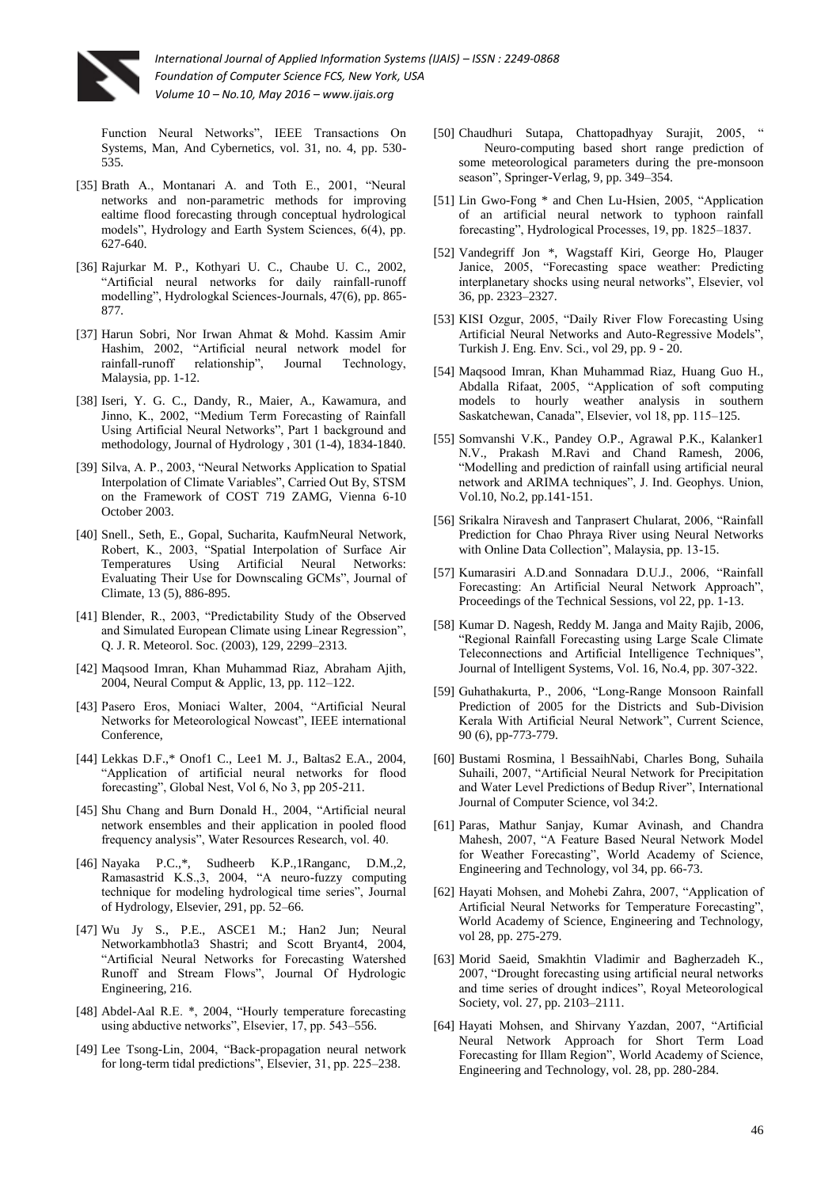Function Neural Networks", IEEE Transactions On Systems, Man, And Cybernetics, vol. 31, no. 4, pp. 530-535.

[35] Brath A., Montanari A. and Toth E., 2001, "Neural networks and non-parametric methods for improving ealtime flood forecasting through conceptual hydrological models", Hydrology and Earth System Sciences, 6(4), pp. 627-640.

[36] Rajurkar M. P., Kothyari U. C., Chaube U. C., 2002, "Artificial neural networks for daily rainfall-runoff modelling", Hydrologkal Sciences-Journals, 47(6), pp. 865-877.

[37] Harun Sobri, Nor Irwan Ahmat & Mohd. Kassim Amir Hashim, 2002, "Artificial neural network model for rainfall-runoff relationship", Journal Technology, Malaysia, pp. 1-12.

[38] Iseri, Y. G. C., Dandy, R., Maier, A., Kawamura, and Jinno, K., 2002, "Medium Term Forecasting of Rainfall Using Artificial Neural Networks", Part 1 background and methodology, Journal of Hydrology , 301 (1-4), 1834-1840.

[39] Silva, A. P., 2003, "Neural Networks Application to Spatial Interpolation of Climate Variables", Carried Out By, STSM on the Framework of COST 719 ZAMG, Vienna 6-10 October 2003.

[40] Snell., Seth, E., Gopal, Sucharita, KaufmNeural Network, Robert, K., 2003, "Spatial Interpolation of Surface Air Temperatures Using Artificial Neural Networks: Evaluating Their Use for Downscaling GCMs", Journal of Climate, 13 (5), 886-895.

[41] Blender, R., 2003, "Predictability Study of the Observed and Simulated European Climate using Linear Regression", Q. J. R. Meteorol. Soc. (2003), 129, 2299–2313.

[42] Maqsood Imran, Khan Muhammad Riaz, Abraham Ajith, 2004, Neural Comput & Applic, 13, pp. 112–122.

[43] Pasero Eros, Moniaci Walter, 2004, "Artificial Neural Networks for Meteorological Nowcast", IEEE international Conference,

[44] Lekkas D.F.,* Onof1 C., Lee1 M. J., Baltas2 E.A., 2004, "Application of artificial neural networks for flood forecasting", Global Nest, Vol 6, No 3, pp 205-211.

[45] Shu Chang and Burn Donald H., 2004, "Artificial neural network ensembles and their application in pooled flood frequency analysis", Water Resources Research, vol. 40.

[46] Nayaka P.C.,*, Sudheerb K.P.,1Ranganc, D.M.,2, Ramasastrid K.S.,3, 2004, "A neuro-fuzzy computing technique for modeling hydrological time series", Journal of Hydrology, Elsevier, 291, pp. 52–66.

[47] Wu Jy S., P.E., ASCE1 M.; Han2 Jun; Neural Networkambhotla3 Shastri; and Scott Bryant4, 2004, "Artificial Neural Networks for Forecasting Watershed Runoff and Stream Flows", Journal Of Hydrologic Engineering, 216.

[48] Abdel-Aal R.E. *, 2004, "Hourly temperature forecasting using abductive networks", Elsevier, 17, pp. 543–556.

[49] Lee Tsong-Lin, 2004, "Back-propagation neural network for long-term tidal predictions", Elsevier, 31, pp. 225–238.

[50] Chaudhuri Sutapa, Chattopadhyay Surajit, 2005, " Neuro-computing based short range prediction of some meteorological parameters during the pre-monsoon season", Springer-Verlag, 9, pp. 349–354.

[51] Lin Gwo-Fong * and Chen Lu-Hsien, 2005, "Application of an artificial neural network to typhoon rainfall forecasting", Hydrological Processes, 19, pp. 1825–1837.

[52] Vandegriff Jon *, Wagstaff Kiri, George Ho, Plauger Janice, 2005, "Forecasting space weather: Predicting interplanetary shocks using neural networks", Elsevier, vol 36, pp. 2323–2327.

[53] KISI Ozgur, 2005, "Daily River Flow Forecasting Using Artificial Neural Networks and Auto-Regressive Models", Turkish J. Eng. Env. Sci., vol 29, pp. 9 - 20.

[54] Maqsood Imran, Khan Muhammad Riaz, Huang Guo H., Abdalla Rifaat, 2005, "Application of soft computing models to hourly weather analysis in southern Saskatchewan, Canada", Elsevier, vol 18, pp. 115–125.

[55] Somvanshi V.K., Pandey O.P., Agrawal P.K., Kalanker1 N.V., Prakash M.Ravi and Chand Ramesh, 2006, "Modelling and prediction of rainfall using artificial neural network and ARIMA techniques", J. Ind. Geophys. Union, Vol.10, No.2, pp.141-151.

[56] Srikalra Niravesh and Tanprasert Chularat, 2006, "Rainfall Prediction for Chao Phraya River using Neural Networks with Online Data Collection", Malaysia, pp. 13-15.

[57] Kumarasiri A.D.and Sonnadara D.U.J., 2006, "Rainfall Forecasting: An Artificial Neural Network Approach", Proceedings of the Technical Sessions, vol 22, pp. 1-13.

[58] Kumar D. Nagesh, Reddy M. Janga and Maity Rajib, 2006, "Regional Rainfall Forecasting using Large Scale Climate Teleconnections and Artificial Intelligence Techniques", Journal of Intelligent Systems, Vol. 16, No.4, pp. 307-322.

[59] Guhathakurta, P., 2006, "Long-Range Monsoon Rainfall Prediction of 2005 for the Districts and Sub-Division Kerala With Artificial Neural Network", Current Science, 90 (6), pp-773-779.

[60] Bustami Rosmina, l BessaihNabi, Charles Bong, Suhaila Suhaili, 2007, "Artificial Neural Network for Precipitation and Water Level Predictions of Bedup River", International Journal of Computer Science, vol 34:2.

[61] Paras, Mathur Sanjay, Kumar Avinash, and Chandra Mahesh, 2007, "A Feature Based Neural Network Model for Weather Forecasting", World Academy of Science, Engineering and Technology, vol 34, pp. 66-73.

[62] Hayati Mohsen, and Mohebi Zahra, 2007, "Application of Artificial Neural Networks for Temperature Forecasting", World Academy of Science, Engineering and Technology, vol 28, pp. 275-279.

[63] Morid Saeid, Smakhtin Vladimir and Bagherzadeh K., 2007, "Drought forecasting using artificial neural networks and time series of drought indices", Royal Meteorological Society, vol. 27, pp. 2103–2111.

[64] Hayati Mohsen, and Shirvany Yazdan, 2007, "Artificial Neural Network Approach for Short Term Load Forecasting for Illam Region", World Academy of Science, Engineering and Technology, vol. 28, pp. 280-284.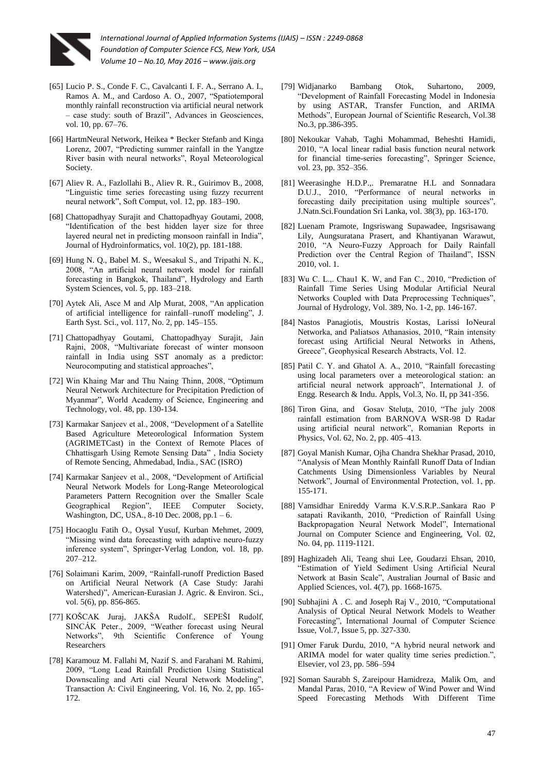[65] Lucio P. S., Conde F. C., Cavalcanti I. F. A., Serrano A. I., Ramos A. M., and Cardoso A. O., 2007, "Spatiotemporal monthly rainfall reconstruction via artificial neural network – case study: south of Brazil", Advances in Geosciences, vol. 10, pp. 67–76.

[66] HartmNeural Network, Heikea * Becker Stefanb and Kinga Lorenz, 2007, "Predicting summer rainfall in the Yangtze River basin with neural networks", Royal Meteorological Society.

[67] Aliev R. A., Fazlollahi B., Aliev R. R., Guirimov B., 2008, "Linguistic time series forecasting using fuzzy recurrent neural network", Soft Comput, vol. 12, pp. 183–190.

[68] Chattopadhyay Surajit and Chattopadhyay Goutami, 2008, "Identification of the best hidden layer size for three layered neural net in predicting monsoon rainfall in India", Journal of Hydroinformatics, vol. 10(2), pp. 181-188.

[69] Hung N. Q., Babel M. S., Weesakul S., and Tripathi N. K., 2008, "An artificial neural network model for rainfall forecasting in Bangkok, Thailand", Hydrology and Earth System Sciences, vol. 5, pp. 183–218.

[70] Aytek Ali, Asce M and Alp Murat, 2008, "An application of artificial intelligence for rainfall–runoff modeling", J. Earth Syst. Sci., vol. 117, No. 2, pp. 145–155.

[71] Chattopadhyay Goutami, Chattopadhyay Surajit, Jain Rajni, 2008, "Multivariate forecast of winter monsoon rainfall in India using SST anomaly as a predictor: Neurocomputing and statistical approaches",

[72] Win Khaing Mar and Thu Naing Thinn, 2008, "Optimum Neural Network Architecture for Precipitation Prediction of Myanmar", World Academy of Science, Engineering and Technology, vol. 48, pp. 130-134.

[73] Karmakar Sanjeev et al., 2008, "Development of a Satellite Based Agriculture Meteorological Information System (AGRIMETCast) in the Context of Remote Places of Chhattisgarh Using Remote Sensing Data" , India Society of Remote Sencing, Ahmedabad, India., SAC (ISRO)

[74] Karmakar Sanjeev et al., 2008, "Development of Artificial Neural Network Models for Long-Range Meteorological Parameters Pattern Recognition over the Smaller Scale Geographical Region", IEEE Computer Society, Washington, DC, USA., 8-10 Dec. 2008, pp.1 – 6.

[75] Hocaoglu Fatih O., Oysal Yusuf, Kurban Mehmet, 2009, "Missing wind data forecasting with adaptive neuro-fuzzy inference system", Springer-Verlag London, vol. 18, pp. 207–212.

[76] Solaimani Karim, 2009, "Rainfall-runoff Prediction Based on Artificial Neural Network (A Case Study: Jarahi Watershed)", American-Eurasian J. Agric. & Environ. Sci., vol. 5(6), pp. 856-865.

[77] KOŠCAK Juraj, JAKŠA Rudolf., SEPEŠI Rudolf, SINCÁK Peter., 2009, "Weather forecast using Neural Networks", 9th Scientific Conference of Young Researchers

[78] Karamouz M. Fallahi M, Nazif S. and Farahani M. Rahimi, 2009, "Long Lead Rainfall Prediction Using Statistical Downscaling and Arti cial Neural Network Modeling", Transaction A: Civil Engineering, Vol. 16, No. 2, pp. 165-172.

[79] Widjanarko Bambang Otok, Suhartono, 2009, "Development of Rainfall Forecasting Model in Indonesia by using ASTAR, Transfer Function, and ARIMA Methods", European Journal of Scientific Research, Vol.38 No.3, pp.386-395.

[80] Nekoukar Vahab, Taghi Mohammad, Beheshti Hamidi, 2010, "A local linear radial basis function neural network for financial time-series forecasting", Springer Science, vol. 23, pp. 352–356.

[81] Weerasinghe H.D.P.,. Premaratne H.L and Sonnadara D.U.J., 2010, "Performance of neural networks in forecasting daily precipitation using multiple sources", J.Natn.Sci.Foundation Sri Lanka, vol. 38(3), pp. 163-170.

[82] Luenam Pramote, Ingsriswang Supawadee, Ingsrisawang Lily, Aungsuratana Prasert, and Khantiyanan Warawut, 2010, "A Neuro-Fuzzy Approach for Daily Rainfall Prediction over the Central Region of Thailand", ISSN 2010, vol. 1.

[83] Wu C. L.,. Chau1 K. W, and Fan C., 2010, "Prediction of Rainfall Time Series Using Modular Artificial Neural Networks Coupled with Data Preprocessing Techniques", Journal of Hydrology, Vol. 389, No. 1-2, pp. 146-167.

[84] Nastos Panagiotis, Moustris Kostas, Larissi IoNeural Networka, and Paliatsos Athanasios, 2010, "Rain intensity forecast using Artificial Neural Networks in Athens, Greece", Geophysical Research Abstracts, Vol. 12.

[85] Patil C. Y. and Ghatol A. A., 2010, "Rainfall forecasting using local parameters over a meteorological station: an artificial neural network approach", International J. of Engg. Research & Indu. Appls, Vol.3, No. II, pp 341-356.

[86] Tiron Gina, and Gosav Steluța, 2010, "The july 2008 rainfall estimation from BARNOVA WSR-98 D Radar using artificial neural network", Romanian Reports in Physics, Vol. 62, No. 2, pp. 405–413.

[87] Goyal Manish Kumar, Ojha Chandra Shekhar Prasad, 2010, "Analysis of Mean Monthly Rainfall Runoff Data of Indian Catchments Using Dimensionless Variables by Neural Network", Journal of Environmental Protection, vol. 1, pp. 155-171.

[88] Vamsidhar Enireddy Varma K.V.S.R.P..Sankara Rao P satapati Ravikanth, 2010, "Prediction of Rainfall Using Backpropagation Neural Network Model", International Journal on Computer Science and Engineering, Vol. 02, No. 04, pp. 1119-1121.

[89] Haghizadeh Ali, Teang shui Lee, Goudarzi Ehsan, 2010, "Estimation of Yield Sediment Using Artificial Neural Network at Basin Scale", Australian Journal of Basic and Applied Sciences, vol. 4(7), pp. 1668-1675.

[90] Subhajini A . C. and Joseph Raj V., 2010, "Computational Analysis of Optical Neural Network Models to Weather Forecasting", International Journal of Computer Science Issue, Vol.7, Issue 5, pp. 327-330.

[91] Omer Faruk Durdu, 2010, "A hybrid neural network and ARIMA model for water quality time series prediction.", Elsevier, vol 23, pp. 586–594

[92] Soman Saurabh S, Zareipour Hamidreza, Malik Om, and Mandal Paras, 2010, "A Review of Wind Power and Wind Speed Forecasting Methods With Different Time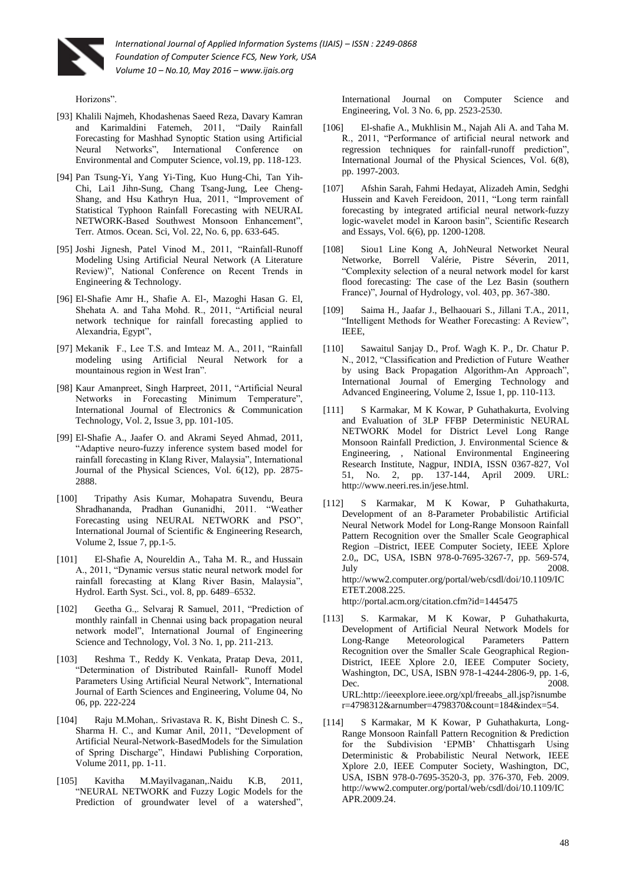Horizons".

- [93] Khalili Najmeh, Khodashenas Saeed Reza, Davary Kamran and Karimaldini Fatemeh, 2011, "Daily Rainfall Forecasting for Mashhad Synoptic Station using Artificial Neural Networks", International Conference on Environmental and Computer Science, vol.19, pp. 118-123.
- [94] Pan Tsung-Yi, Yang Yi-Ting, Kuo Hung-Chi, Tan Yih-Chi, Lai1 Jihn-Sung, Chang Tsang-Jung, Lee Cheng-Shang, and Hsu Kathryn Hua, 2011, "Improvement of Statistical Typhoon Rainfall Forecasting with NEURAL NETWORK-Based Southwest Monsoon Enhancement", Terr. Atmos. Ocean. Sci, Vol. 22, No. 6, pp. 633-645.
- [95] Joshi Jignesh, Patel Vinod M., 2011, "Rainfall-Runoff Modeling Using Artificial Neural Network (A Literature Review)", National Conference on Recent Trends in Engineering & Technology.
- [96] El-Shafie Amr H., Shafie A. El-, Mazoghi Hasan G. El, Shehata A. and Taha Mohd. R., 2011, "Artificial neural network technique for rainfall forecasting applied to Alexandria, Egypt",
- [97] Mekanik F., Lee T.S. and Imteaz M. A., 2011, "Rainfall modeling using Artificial Neural Network for a mountainous region in West Iran".
- [98] Kaur Amanpreet, Singh Harpreet, 2011, "Artificial Neural Networks in Forecasting Minimum Temperature", International Journal of Electronics & Communication Technology, Vol. 2, Issue 3, pp. 101-105.
- [99] El-Shafie A., Jaafer O. and Akrami Seyed Ahmad, 2011, "Adaptive neuro-fuzzy inference system based model for rainfall forecasting in Klang River, Malaysia", International Journal of the Physical Sciences, Vol. 6(12), pp. 2875-2888.
- [100] Tripathy Asis Kumar, Mohapatra Suvendu, Beura Shradhananda, Pradhan Gunanidhi, 2011. "Weather Forecasting using NEURAL NETWORK and PSO", International Journal of Scientific & Engineering Research, Volume 2, Issue 7, pp.1-5.
- [101] El-Shafie A, Noureldin A., Taha M. R., and Hussain A., 2011, "Dynamic versus static neural network model for rainfall forecasting at Klang River Basin, Malaysia", Hydrol. Earth Syst. Sci., vol. 8, pp. 6489–6532.
- [102] Geetha G.,. Selvaraj R Samuel, 2011, "Prediction of monthly rainfall in Chennai using back propagation neural network model", International Journal of Engineering Science and Technology, Vol. 3 No. 1, pp. 211-213.
- [103] Reshma T., Reddy K. Venkata, Pratap Deva, 2011, "Determination of Distributed Rainfall- Runoff Model Parameters Using Artificial Neural Network", International Journal of Earth Sciences and Engineering, Volume 04, No 06, pp. 222-224
- [104] Raju M.Mohan,. Srivastava R. K, Bisht Dinesh C. S., Sharma H. C., and Kumar Anil, 2011, "Development of Artificial Neural-Network-BasedModels for the Simulation of Spring Discharge", Hindawi Publishing Corporation, Volume 2011, pp. 1-11.
- [105] Kavitha M.Mayilvaganan,.Naidu K.B, 2011, "NEURAL NETWORK and Fuzzy Logic Models for the Prediction of groundwater level of a watershed", International Journal on Computer Science and Engineering, Vol. 3 No. 6, pp. 2523-2530.
- [106] El-shafie A., Mukhlisin M., Najah Ali A. and Taha M. R., 2011, "Performance of artificial neural network and regression techniques for rainfall-runoff prediction", International Journal of the Physical Sciences, Vol. 6(8), pp. 1997-2003.
- [107] Afshin Sarah, Fahmi Hedayat, Alizadeh Amin, Sedghi Hussein and Kaveh Fereidoon, 2011, "Long term rainfall forecasting by integrated artificial neural network-fuzzy logic-wavelet model in Karoon basin", Scientific Research and Essays, Vol. 6(6), pp. 1200-1208.
- [108] Siou1 Line Kong A, JohNeural Networket Neural Networke, Borrell Valérie, Pistre Séverin, 2011, "Complexity selection of a neural network model for karst flood forecasting: The case of the Lez Basin (southern France)", Journal of Hydrology, vol. 403, pp. 367-380.
- [109] Saima H., Jaafar J., Belhaouari S., Jillani T.A., 2011, "Intelligent Methods for Weather Forecasting: A Review", IEEE,
- [110] Sawaitul Sanjay D., Prof. Wagh K. P., Dr. Chatur P. N., 2012, "Classification and Prediction of Future Weather by using Back Propagation Algorithm-An Approach", International Journal of Emerging Technology and Advanced Engineering, Volume 2, Issue 1, pp. 110-113.
- [111] S Karmakar, M K Kowar, P Guhathakurta, Evolving and Evaluation of 3LP FFBP Deterministic NEURAL NETWORK Model for District Level Long Range Monsoon Rainfall Prediction, J. Environmental Science & Engineering, , National Environmental Engineering Research Institute, Nagpur, INDIA, ISSN 0367-827, Vol 51, No. 2, pp. 137-144, April 2009. URL: http://www.neeri.res.in/jese.html.
- [112] S Karmakar, M K Kowar, P Guhathakurta, Development of an 8-Parameter Probabilistic Artificial Neural Network Model for Long-Range Monsoon Rainfall Pattern Recognition over the Smaller Scale Geographical Region –District, IEEE Computer Society, IEEE Xplore 2.0,, DC, USA, ISBN 978-0-7695-3267-7, pp. 569-574, July 2008. http://www2.computer.org/portal/web/csdl/doi/10.1109/ICETET.2008.225. http://portal.acm.org/citation.cfm?id=1445475
- [113] S. Karmakar, M K Kowar, P Guhathakurta, Development of Artificial Neural Network Models for Long-Range Meteorological Parameters Pattern Recognition over the Smaller Scale Geographical Region-District, IEEE Xplore 2.0, IEEE Computer Society, Washington, DC, USA, ISBN 978-1-4244-2806-9, pp. 1-6, Dec. 2008. URL:http://ieeexplore.ieee.org/xpl/freeabs_all.jsp?isnumber=4798312&arnumber=4798370&count=184&index=54.
- [114] S Karmakar, M K Kowar, P Guhathakurta, Long-Range Monsoon Rainfall Pattern Recognition & Prediction for the Subdivision 'EPMB' Chhattisgarh Using Deterministic & Probabilistic Neural Network, IEEE Xplore 2.0, IEEE Computer Society, Washington, DC, USA, ISBN 978-0-7695-3520-3, pp. 376-370, Feb. 2009. http://www2.computer.org/portal/web/csdl/doi/10.1109/ICAPR.2009.24.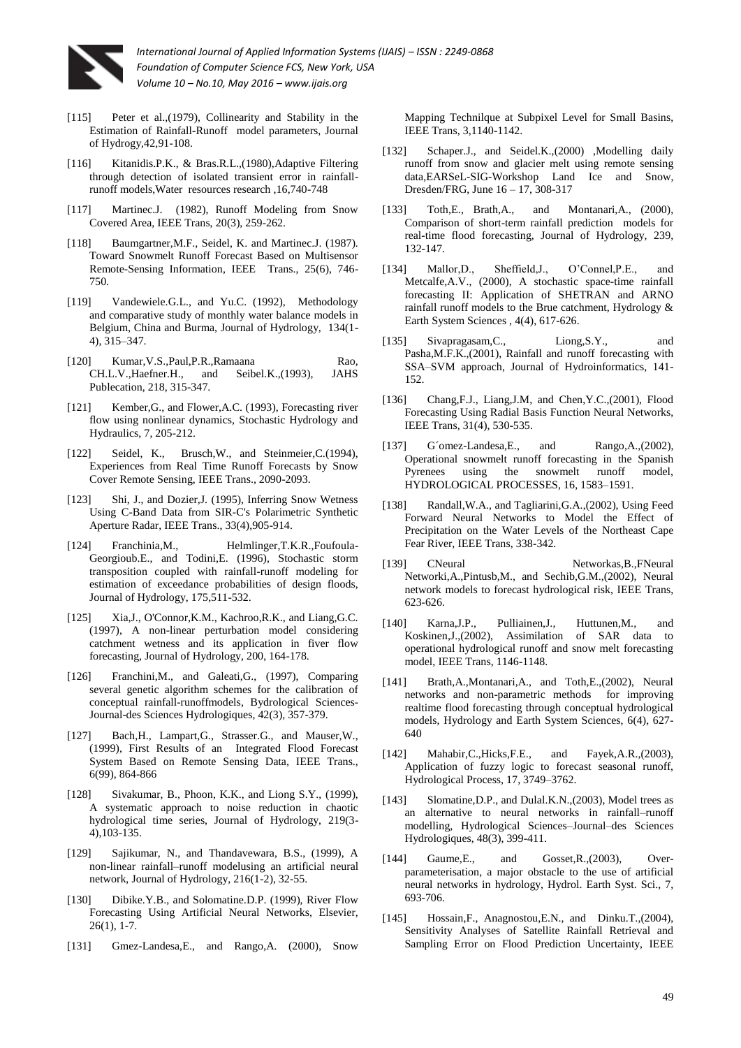[115] Peter et al.,(1979), Collinearity and Stability in the Estimation of Rainfall-Runoff model parameters, Journal of Hydrogy,42,91-108.

[116] Kitanidis.P.K., & Bras.R.L.,(1980),Adaptive Filtering through detection of isolated transient error in rainfall-runoff models,Water resources research ,16,740-748

[117] Martinec.J. (1982), Runoff Modeling from Snow Covered Area, IEEE Trans, 20(3), 259-262.

[118] Baumgartner,M.F., Seidel, K. and Martinec.J. (1987). Toward Snowmelt Runoff Forecast Based on Multisensor Remote-Sensing Information, IEEE Trans., 25(6), 746-750.

[119] Vandewiele.G.L., and Yu.C. (1992), Methodology and comparative study of monthly water balance models in Belgium, China and Burma, Journal of Hydrology, 134(1-4), 315–347.

[120] Kumar,V.S.,Paul,P.R.,Ramaana Rao, CH.L.V.,Haefner.H., and Seibel.K.,(1993), JAHS Publecation, 218, 315-347.

[121] Kember,G., and Flower,A.C. (1993), Forecasting river flow using nonlinear dynamics, Stochastic Hydrology and Hydraulics, 7, 205-212.

[122] Seidel, K., Brusch,W., and Steinmeier,C.(1994), Experiences from Real Time Runoff Forecasts by Snow Cover Remote Sensing, IEEE Trans., 2090-2093.

[123] Shi, J., and Dozier,J. (1995), Inferring Snow Wetness Using C-Band Data from SIR-C's Polarimetric Synthetic Aperture Radar, IEEE Trans., 33(4),905-914.

[124] Franchinia,M., Helmlinger,T.K.R.,Foufoula-Georgioub.E., and Todini,E. (1996), Stochastic storm transposition coupled with rainfall-runoff modeling for estimation of exceedance probabilities of design floods, Journal of Hydrology, 175,511-532.

[125] Xia,J., O'Connor,K.M., Kachroo,R.K., and Liang,G.C. (1997), A non-linear perturbation model considering catchment wetness and its application in fiver flow forecasting, Journal of Hydrology, 200, 164-178.

[126] Franchini,M., and Galeati,G., (1997), Comparing several genetic algorithm schemes for the calibration of conceptual rainfall-runoffmodels, Bydrological Sciences-Journal-des Sciences Hydrologiques, 42(3), 357-379.

[127] Bach,H., Lampart,G., Strasser.G., and Mauser,W., (1999), First Results of an Integrated Flood Forecast System Based on Remote Sensing Data, IEEE Trans., 6(99), 864-866

[128] Sivakumar, B., Phoon, K.K., and Liong S.Y., (1999), A systematic approach to noise reduction in chaotic hydrological time series, Journal of Hydrology, 219(3-4),103-135.

[129] Sajikumar, N., and Thandavewara, B.S., (1999), A non-linear rainfall–runoff modelusing an artificial neural network, Journal of Hydrology, 216(1-2), 32-55.

[130] Dibike.Y.B., and Solomatine.D.P. (1999), River Flow Forecasting Using Artificial Neural Networks, Elsevier, 26(1), 1-7.

[131] Gmez-Landesa,E., and Rango,A. (2000), Snow Mapping Technilque at Subpixel Level for Small Basins, IEEE Trans, 3,1140-1142.

[132] Schaper.J., and Seidel.K.,(2000) ,Modelling daily runoff from snow and glacier melt using remote sensing data,EARSeL-SIG-Workshop Land Ice and Snow, Dresden/FRG, June 16 – 17, 308-317

[133] Toth,E., Brath,A., and Montanari,A., (2000), Comparison of short-term rainfall prediction models for real-time flood forecasting, Journal of Hydrology, 239, 132-147.

[134] Mallor,D., Sheffield,J., O'Connel,P.E., and Metcalfe,A.V., (2000), A stochastic space-time rainfall forecasting II: Application of SHETRAN and ARNO rainfall runoff models to the Brue catchment, Hydrology & Earth System Sciences , 4(4), 617-626.

[135] Sivapragasam,C., Liong,S.Y., and Pasha,M.F.K.,(2001), Rainfall and runoff forecasting with SSA–SVM approach, Journal of Hydroinformatics, 141-152.

[136] Chang,F.J., Liang,J.M, and Chen,Y.C.,(2001), Flood Forecasting Using Radial Basis Function Neural Networks, IEEE Trans, 31(4), 530-535.

[137] G´omez-Landesa,E., and Rango,A.,(2002), Operational snowmelt runoff forecasting in the Spanish Pyrenees using the snowmelt runoff model, HYDROLOGICAL PROCESSES, 16, 1583–1591.

[138] Randall,W.A., and Tagliarini,G.A.,(2002), Using Feed Forward Neural Networks to Model the Effect of Precipitation on the Water Levels of the Northeast Cape Fear River, IEEE Trans, 338-342.

[139] CNeural Networkas,B.,FNeural Networki,A.,Pintusb,M., and Sechib,G.M.,(2002), Neural network models to forecast hydrological risk, IEEE Trans, 623-626.

[140] Karna,J.P., Pulliainen,J., Huttunen,M., and Koskinen,J.,(2002), Assimilation of SAR data to operational hydrological runoff and snow melt forecasting model, IEEE Trans, 1146-1148.

[141] Brath,A.,Montanari,A., and Toth,E.,(2002), Neural networks and non-parametric methods for improving realtime flood forecasting through conceptual hydrological models, Hydrology and Earth System Sciences, 6(4), 627-640

[142] Mahabir,C.,Hicks,F.E., and Fayek,A.R.,(2003), Application of fuzzy logic to forecast seasonal runoff, Hydrological Process, 17, 3749–3762.

[143] Slomatine,D.P., and Dulal.K.N.,(2003), Model trees as an alternative to neural networks in rainfall–runoff modelling, Hydrological Sciences–Journal–des Sciences Hydrologiques, 48(3), 399-411.

[144] Gaume,E., and Gosset,R.,(2003), Over-parameterisation, a major obstacle to the use of artificial neural networks in hydrology, Hydrol. Earth Syst. Sci., 7, 693-706.

[145] Hossain,F., Anagnostou,E.N., and Dinku.T.,(2004), Sensitivity Analyses of Satellite Rainfall Retrieval and Sampling Error on Flood Prediction Uncertainty, IEEE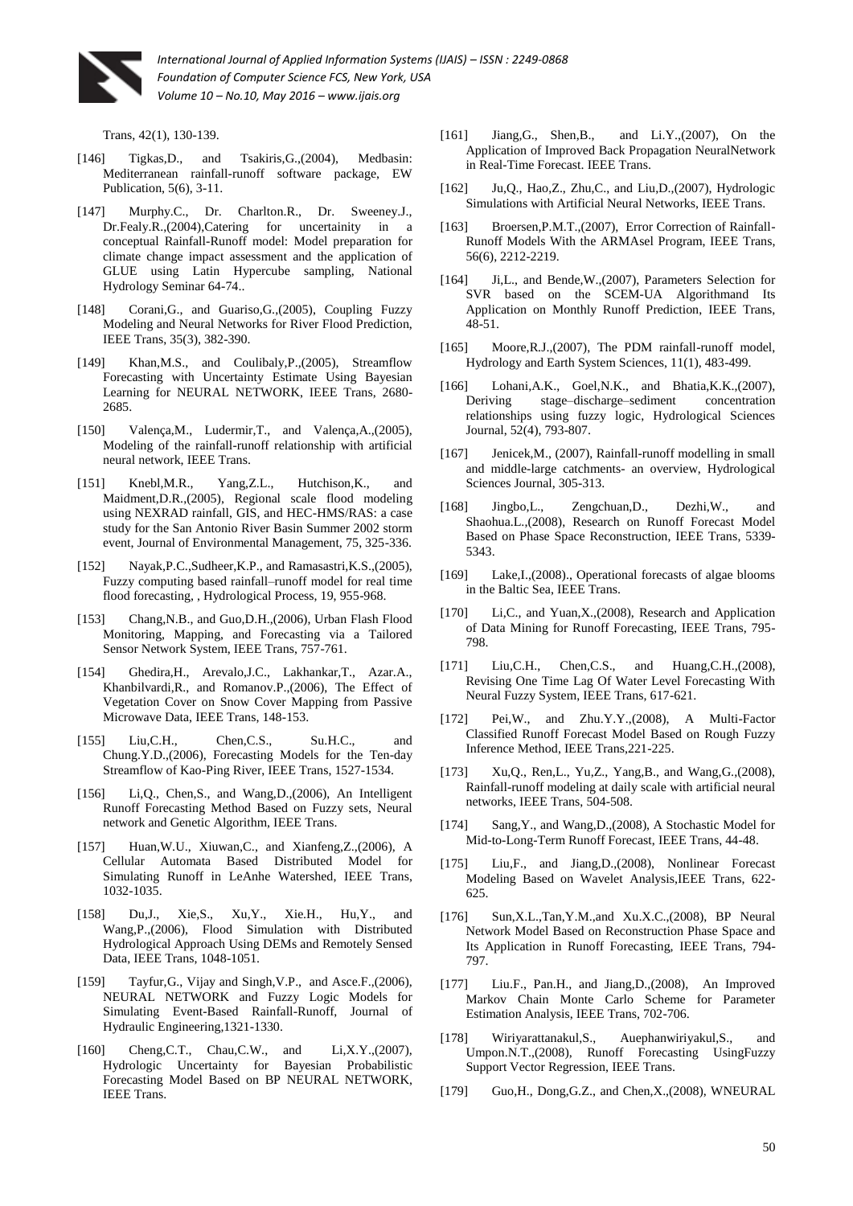Trans, 42(1), 130-139.

[146] Tigkas,D., and Tsakiris,G.,(2004), Medbasin: Mediterranean rainfall-runoff software package, EW Publication, 5(6), 3-11.

[147] Murphy.C., Dr. Charlton.R., Dr. Sweeney.J., Dr.Fealy.R.,(2004),Catering for uncertainity in a conceptual Rainfall-Runoff model: Model preparation for climate change impact assessment and the application of GLUE using Latin Hypercube sampling, National Hydrology Seminar 64-74..

[148] Corani,G., and Guariso,G.,(2005), Coupling Fuzzy Modeling and Neural Networks for River Flood Prediction, IEEE Trans, 35(3), 382-390.

[149] Khan,M.S., and Coulibaly,P.,(2005), Streamflow Forecasting with Uncertainty Estimate Using Bayesian Learning for NEURAL NETWORK, IEEE Trans, 2680-2685.

[150] Valença,M., Ludermir,T., and Valença,A.,(2005), Modeling of the rainfall-runoff relationship with artificial neural network, IEEE Trans.

[151] Knebl,M.R., Yang,Z.L., Hutchison,K., and Maidment,D.R.,(2005), Regional scale flood modeling using NEXRAD rainfall, GIS, and HEC-HMS/RAS: a case study for the San Antonio River Basin Summer 2002 storm event, Journal of Environmental Management, 75, 325-336.

[152] Nayak,P.C.,Sudheer,K.P., and Ramasastri,K.S.,(2005), Fuzzy computing based rainfall–runoff model for real time flood forecasting, , Hydrological Process, 19, 955-968.

[153] Chang,N.B., and Guo,D.H.,(2006), Urban Flash Flood Monitoring, Mapping, and Forecasting via a Tailored Sensor Network System, IEEE Trans, 757-761.

[154] Ghedira,H., Arevalo,J.C., Lakhankar,T., Azar.A., Khanbilvardi,R., and Romanov.P.,(2006), The Effect of Vegetation Cover on Snow Cover Mapping from Passive Microwave Data, IEEE Trans, 148-153.

[155] Liu,C.H., Chen,C.S., Su.H.C., and Chung.Y.D.,(2006), Forecasting Models for the Ten-day Streamflow of Kao-Ping River, IEEE Trans, 1527-1534.

[156] Li,Q., Chen,S., and Wang,D.,(2006), An Intelligent Runoff Forecasting Method Based on Fuzzy sets, Neural network and Genetic Algorithm, IEEE Trans.

[157] Huan,W.U., Xiuwan,C., and Xianfeng,Z.,(2006), A Cellular Automata Based Distributed Model for Simulating Runoff in LeAnhe Watershed, IEEE Trans, 1032-1035.

[158] Du,J., Xie,S., Xu,Y., Xie.H., Hu,Y., and Wang,P.,(2006), Flood Simulation with Distributed Hydrological Approach Using DEMs and Remotely Sensed Data, IEEE Trans, 1048-1051.

[159] Tayfur,G., Vijay and Singh,V.P., and Asce.F.,(2006), NEURAL NETWORK and Fuzzy Logic Models for Simulating Event-Based Rainfall-Runoff, Journal of Hydraulic Engineering,1321-1330.

[160] Cheng,C.T., Chau,C.W., and Li,X.Y.,(2007), Hydrologic Uncertainty for Bayesian Probabilistic Forecasting Model Based on BP NEURAL NETWORK, IEEE Trans.

[161] Jiang,G., Shen,B., and Li.Y.,(2007), On the Application of Improved Back Propagation NeuralNetwork in Real-Time Forecast. IEEE Trans.

[162] Ju,Q., Hao,Z., Zhu,C., and Liu,D.,(2007), Hydrologic Simulations with Artificial Neural Networks, IEEE Trans.

[163] Broersen,P.M.T.,(2007), Error Correction of Rainfall-Runoff Models With the ARMAsel Program, IEEE Trans, 56(6), 2212-2219.

[164] Ji,L., and Bende,W.,(2007), Parameters Selection for SVR based on the SCEM-UA Algorithmand Its Application on Monthly Runoff Prediction, IEEE Trans, 48-51.

[165] Moore,R.J.,(2007), The PDM rainfall-runoff model, Hydrology and Earth System Sciences, 11(1), 483-499.

[166] Lohani,A.K., Goel,N.K., and Bhatia,K.K.,(2007), Deriving stage–discharge–sediment concentration relationships using fuzzy logic, Hydrological Sciences Journal, 52(4), 793-807.

[167] Jenicek,M., (2007), Rainfall-runoff modelling in small and middle-large catchments- an overview, Hydrological Sciences Journal, 305-313.

[168] Jingbo,L., Zengchuan,D., Dezhi,W., and Shaohua.L.,(2008), Research on Runoff Forecast Model Based on Phase Space Reconstruction, IEEE Trans, 5339-5343.

[169] Lake,I.,(2008)., Operational forecasts of algae blooms in the Baltic Sea, IEEE Trans.

[170] Li,C., and Yuan,X.,(2008), Research and Application of Data Mining for Runoff Forecasting, IEEE Trans, 795-798.

[171] Liu,C.H., Chen,C.S., and Huang,C.H.,(2008), Revising One Time Lag Of Water Level Forecasting With Neural Fuzzy System, IEEE Trans, 617-621.

[172] Pei,W., and Zhu.Y.Y.,(2008), A Multi-Factor Classified Runoff Forecast Model Based on Rough Fuzzy Inference Method, IEEE Trans,221-225.

[173] Xu,Q., Ren,L., Yu,Z., Yang,B., and Wang,G.,(2008), Rainfall-runoff modeling at daily scale with artificial neural networks, IEEE Trans, 504-508.

[174] Sang,Y., and Wang,D.,(2008), A Stochastic Model for Mid-to-Long-Term Runoff Forecast, IEEE Trans, 44-48.

[175] Liu,F., and Jiang,D.,(2008), Nonlinear Forecast Modeling Based on Wavelet Analysis,IEEE Trans, 622-625.

[176] Sun,X.L.,Tan,Y.M.,and Xu.X.C.,(2008), BP Neural Network Model Based on Reconstruction Phase Space and Its Application in Runoff Forecasting, IEEE Trans, 794-797.

[177] Liu.F., Pan.H., and Jiang,D.,(2008), An Improved Markov Chain Monte Carlo Scheme for Parameter Estimation Analysis, IEEE Trans, 702-706.

[178] Wiriyarattanakul,S., Auephanwiriyakul,S., and Umpon.N.T.,(2008), Runoff Forecasting UsingFuzzy Support Vector Regression, IEEE Trans.

[179] Guo,H., Dong,G.Z., and Chen,X.,(2008), WNEURAL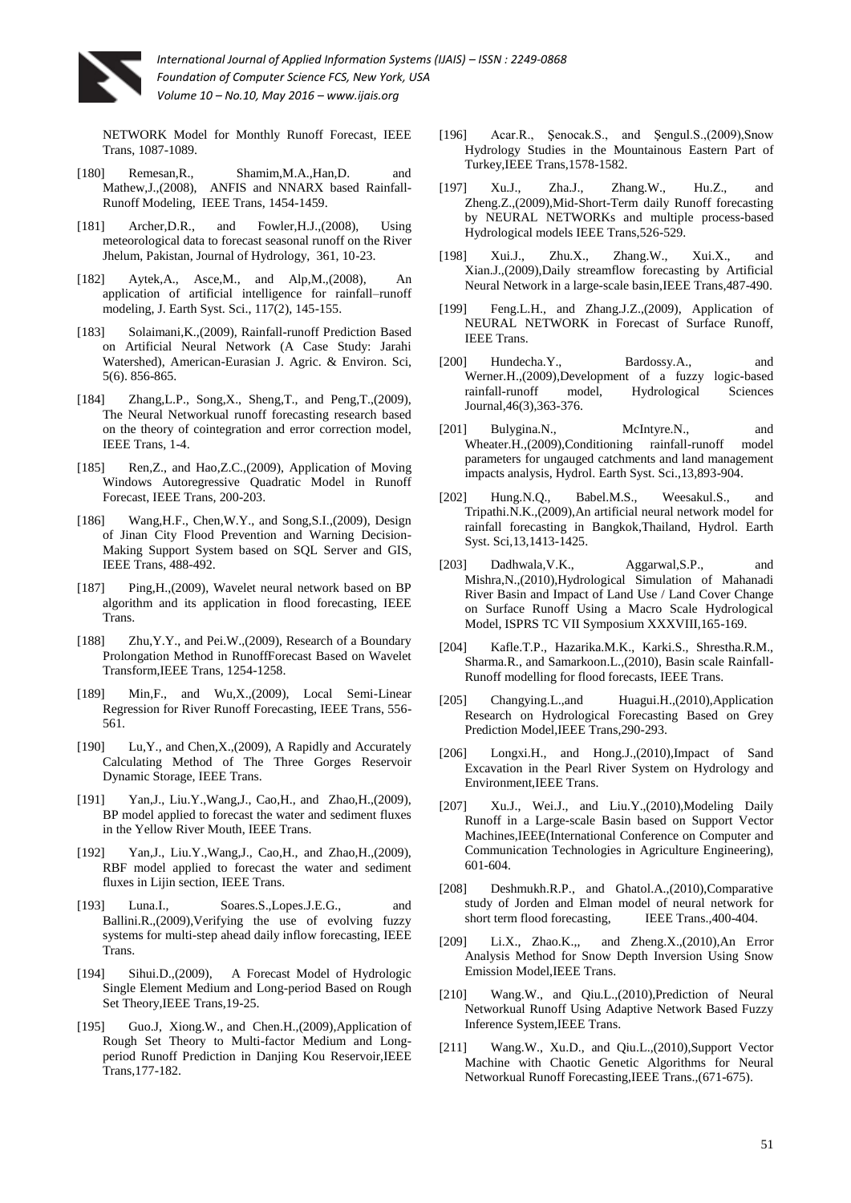NETWORK Model for Monthly Runoff Forecast, IEEE Trans, 1087-1089.

[180] Remesan,R., Shamim,M.A.,Han,D. and Mathew,J.,(2008), ANFIS and NNARX based Rainfall-Runoff Modeling, IEEE Trans, 1454-1459.

[181] Archer,D.R., and Fowler,H.J.,(2008), Using meteorological data to forecast seasonal runoff on the River Jhelum, Pakistan, Journal of Hydrology, 361, 10-23.

[182] Aytek,A., Asce,M., and Alp,M.,(2008), An application of artificial intelligence for rainfall–runoff modeling, J. Earth Syst. Sci., 117(2), 145-155.

[183] Solaimani,K.,(2009), Rainfall-runoff Prediction Based on Artificial Neural Network (A Case Study: Jarahi Watershed), American-Eurasian J. Agric. & Environ. Sci, 5(6). 856-865.

[184] Zhang,L.P., Song,X., Sheng,T., and Peng,T.,(2009), The Neural Networkual runoff forecasting research based on the theory of cointegration and error correction model, IEEE Trans, 1-4.

[185] Ren,Z., and Hao,Z.C.,(2009), Application of Moving Windows Autoregressive Quadratic Model in Runoff Forecast, IEEE Trans, 200-203.

[186] Wang,H.F., Chen,W.Y., and Song,S.I.,(2009), Design of Jinan City Flood Prevention and Warning Decision-Making Support System based on SQL Server and GIS, IEEE Trans, 488-492.

[187] Ping,H.,(2009), Wavelet neural network based on BP algorithm and its application in flood forecasting, IEEE Trans.

[188] Zhu,Y.Y., and Pei.W.,(2009), Research of a Boundary Prolongation Method in RunoffForecast Based on Wavelet Transform,IEEE Trans, 1254-1258.

[189] Min,F., and Wu,X.,(2009), Local Semi-Linear Regression for River Runoff Forecasting, IEEE Trans, 556-561.

[190] Lu,Y., and Chen,X.,(2009), A Rapidly and Accurately Calculating Method of The Three Gorges Reservoir Dynamic Storage, IEEE Trans.

[191] Yan,J., Liu.Y.,Wang,J., Cao,H., and Zhao,H.,(2009), BP model applied to forecast the water and sediment fluxes in the Yellow River Mouth, IEEE Trans.

[192] Yan,J., Liu.Y.,Wang,J., Cao,H., and Zhao,H.,(2009), RBF model applied to forecast the water and sediment fluxes in Lijin section, IEEE Trans.

[193] Luna.I., Soares.S.,Lopes.J.E.G., and Ballini.R.,(2009),Verifying the use of evolving fuzzy systems for multi-step ahead daily inflow forecasting, IEEE Trans.

[194] Sihui.D.,(2009), A Forecast Model of Hydrologic Single Element Medium and Long-period Based on Rough Set Theory,IEEE Trans,19-25.

[195] Guo.J, Xiong.W., and Chen.H.,(2009),Application of Rough Set Theory to Multi-factor Medium and Long-period Runoff Prediction in Danjing Kou Reservoir,IEEE Trans,177-182.

[196] Acar.R., Şenocak.S., and Şengul.S.,(2009),Snow Hydrology Studies in the Mountainous Eastern Part of Turkey,IEEE Trans,1578-1582.

[197] Xu.J., Zha.J., Zhang.W., Hu.Z., and Zheng.Z.,(2009),Mid-Short-Term daily Runoff forecasting by NEURAL NETWORKs and multiple process-based Hydrological models IEEE Trans,526-529.

[198] Xui.J., Zhu.X., Zhang.W., Xui.X., and Xian.J.,(2009),Daily streamflow forecasting by Artificial Neural Network in a large-scale basin,IEEE Trans,487-490.

[199] Feng.L.H., and Zhang.J.Z.,(2009), Application of NEURAL NETWORK in Forecast of Surface Runoff, IEEE Trans.

[200] Hundecha.Y., Bardossy.A., and Werner.H.,(2009),Development of a fuzzy logic-based rainfall-runoff model, Hydrological Sciences Journal,46(3),363-376.

[201] Bulygina.N., McIntyre.N., and Wheater.H.,(2009),Conditioning rainfall-runoff model parameters for ungauged catchments and land management impacts analysis, Hydrol. Earth Syst. Sci.,13,893-904.

[202] Hung.N.Q., Babel.M.S., Weesakul.S., and Tripathi.N.K.,(2009),An artificial neural network model for rainfall forecasting in Bangkok,Thailand, Hydrol. Earth Syst. Sci,13,1413-1425.

[203] Dadhwala,V.K., Aggarwal,S.P., and Mishra,N.,(2010),Hydrological Simulation of Mahanadi River Basin and Impact of Land Use / Land Cover Change on Surface Runoff Using a Macro Scale Hydrological Model, ISPRS TC VII Symposium XXXVIII,165-169.

[204] Kafle.T.P., Hazarika.M.K., Karki.S., Shrestha.R.M., Sharma.R., and Samarkoon.L.,(2010), Basin scale Rainfall-Runoff modelling for flood forecasts, IEEE Trans.

[205] Changying.L.,and Huagui.H.,(2010),Application Research on Hydrological Forecasting Based on Grey Prediction Model,IEEE Trans,290-293.

[206] Longxi.H., and Hong.J.,(2010),Impact of Sand Excavation in the Pearl River System on Hydrology and Environment,IEEE Trans.

[207] Xu.J., Wei.J., and Liu.Y.,(2010),Modeling Daily Runoff in a Large-scale Basin based on Support Vector Machines,IEEE(International Conference on Computer and Communication Technologies in Agriculture Engineering), 601-604.

[208] Deshmukh.R.P., and Ghatol.A.,(2010),Comparative study of Jorden and Elman model of neural network for short term flood forecasting, IEEE Trans.,400-404.

[209] Li.X., Zhao.K.,, and Zheng.X.,(2010),An Error Analysis Method for Snow Depth Inversion Using Snow Emission Model,IEEE Trans.

[210] Wang.W., and Qiu.L.,(2010),Prediction of Neural Networkual Runoff Using Adaptive Network Based Fuzzy Inference System,IEEE Trans.

[211] Wang.W., Xu.D., and Qiu.L.,(2010),Support Vector Machine with Chaotic Genetic Algorithms for Neural Networkual Runoff Forecasting,IEEE Trans.,(671-675).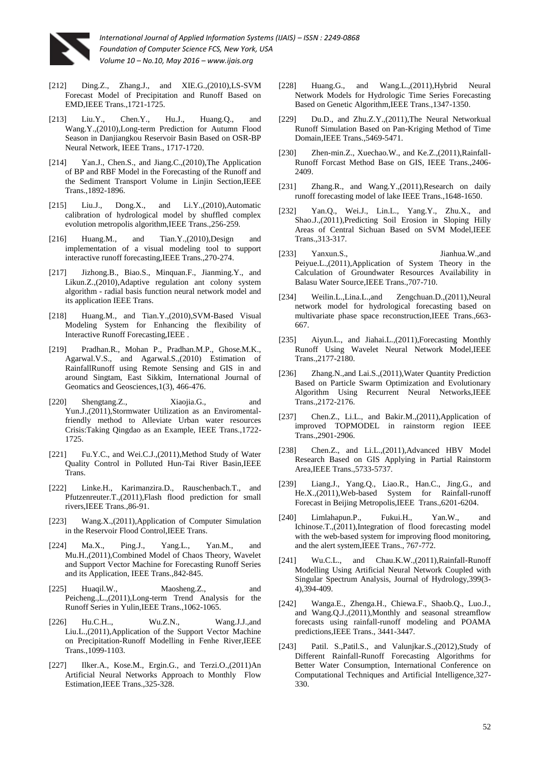[212] Ding.Z., Zhang.J., and XIE.G.,(2010),LS-SVM Forecast Model of Precipitation and Runoff Based on EMD,IEEE Trans.,1721-1725.

[213] Liu.Y., Chen.Y., Hu.J., Huang.Q., and Wang.Y.,(2010),Long-term Prediction for Autumn Flood Season in Danjiangkou Reservoir Basin Based on OSR-BP Neural Network, IEEE Trans., 1717-1720.

[214] Yan.J., Chen.S., and Jiang.C.,(2010),The Application of BP and RBF Model in the Forecasting of the Runoff and the Sediment Transport Volume in Linjin Section,IEEE Trans.,1892-1896.

[215] Liu.J., Dong.X., and Li.Y.,(2010),Automatic calibration of hydrological model by shuffled complex evolution metropolis algorithm,IEEE Trans.,256-259.

[216] Huang.M., and Tian.Y.,(2010),Design and implementation of a visual modeling tool to support interactive runoff forecasting,IEEE Trans.,270-274.

[217] Jizhong.B., Biao.S., Minquan.F., Jianming.Y., and Likun.Z.,(2010),Adaptive regulation ant colony system algorithm - radial basis function neural network model and its application IEEE Trans.

[218] Huang.M., and Tian.Y.,(2010),SVM-Based Visual Modeling System for Enhancing the flexibility of Interactive Runoff Forecasting,IEEE .

[219] Pradhan.R., Mohan P., Pradhan.M.P., Ghose.M.K., Agarwal.V.S., and Agarwal.S.,(2010) Estimation of RainfallRunoff using Remote Sensing and GIS in and around Singtam, East Sikkim, International Journal of Geomatics and Geosciences,1(3), 466-476.

[220] Shengtang.Z., Xiaojia.G., and Yun.J.,(2011),Stormwater Utilization as an Enviromental-friendly method to Alleviate Urban water resources Crisis:Taking Qingdao as an Example, IEEE Trans.,1722-1725.

[221] Fu.Y.C., and Wei.C.J.,(2011),Method Study of Water Quality Control in Polluted Hun-Tai River Basin,IEEE Trans.

[222] Linke.H., Karimanzira.D., Rauschenbach.T., and Pfutzenreuter.T.,(2011),Flash flood prediction for small rivers,IEEE Trans.,86-91.

[223] Wang.X.,(2011),Application of Computer Simulation in the Reservoir Flood Control,IEEE Trans.

[224] Ma.X., Ping.J., Yang.L., Yan.M., and Mu.H.,(2011),Combined Model of Chaos Theory, Wavelet and Support Vector Machine for Forecasting Runoff Series and its Application, IEEE Trans.,842-845.

[225] Huaqil.W., Maosheng.Z., and Peicheng.,L.,(2011),Long-term Trend Analysis for the Runoff Series in Yulin,IEEE Trans.,1062-1065.

[226] Hu.C.H.., Wu.Z.N., Wang.J.J.,and Liu.L.,(2011),Application of the Support Vector Machine on Precipitation-Runoff Modelling in Fenhe River,IEEE Trans.,1099-1103.

[227] Ilker.A., Kose.M., Ergin.G., and Terzi.O.,(2011)An Artificial Neural Networks Approach to Monthly Flow Estimation,IEEE Trans.,325-328.

[228] Huang.G., and Wang.L.,(2011),Hybrid Neural Network Models for Hydrologic Time Series Forecasting Based on Genetic Algorithm,IEEE Trans.,1347-1350.

[229] Du.D., and Zhu.Z.Y.,(2011),The Neural Networkual Runoff Simulation Based on Pan-Kriging Method of Time Domain,IEEE Trans.,5469-5471.

[230] Zhen-min.Z., Xuechao.W., and Ke.Z.,(2011),Rainfall-Runoff Forcast Method Base on GIS, IEEE Trans.,2406-2409.

[231] Zhang.R., and Wang.Y.,(2011),Research on daily runoff forecasting model of lake IEEE Trans.,1648-1650.

[232] Yan.Q., Wei.J., Lin.L., Yang.Y., Zhu.X., and Shao.J.,(2011),Predicting Soil Erosion in Sloping Hilly Areas of Central Sichuan Based on SVM Model,IEEE Trans.,313-317.

[233] Yanxun.S., Jianhua.W.,and Peiyue.L.,(2011),Application of System Theory in the Calculation of Groundwater Resources Availability in Balasu Water Source,IEEE Trans.,707-710.

[234] Weilin.L.,Lina.L.,and Zengchuan.D.,(2011),Neural network model for hydrological forecasting based on multivariate phase space reconstruction,IEEE Trans.,663-667.

[235] Aiyun.L., and Jiahai.L.,(2011),Forecasting Monthly Runoff Using Wavelet Neural Network Model,IEEE Trans.,2177-2180.

[236] Zhang.N.,and Lai.S.,(2011),Water Quantity Prediction Based on Particle Swarm Optimization and Evolutionary Algorithm Using Recurrent Neural Networks,IEEE Trans.,2172-2176.

[237] Chen.Z., Li.L., and Bakir.M.,(2011),Application of improved TOPMODEL in rainstorm region IEEE Trans.,2901-2906.

[238] Chen.Z., and Li.L.,(2011),Advanced HBV Model Research Based on GIS Applying in Partial Rainstorm Area,IEEE Trans.,5733-5737.

[239] Liang.J., Yang.Q., Liao.R., Han.C., Jing.G., and He.X.,(2011),Web-based System for Rainfall-runoff Forecast in Beijing Metropolis,IEEE Trans.,6201-6204.

[240] Limlahapun.P., Fukui.H., Yan.W., and Ichinose.T.,(2011),Integration of flood forecasting model with the web-based system for improving flood monitoring, and the alert system,IEEE Trans., 767-772.

[241] Wu.C.L., and Chau.K.W.,(2011),Rainfall-Runoff Modelling Using Artificial Neural Network Coupled with Singular Spectrum Analysis, Journal of Hydrology,399(3-4),394-409.

[242] Wanga.E., Zhenga.H., Chiewa.F., Shaob.Q., Luo.J., and Wang.Q.J.,(2011),Monthly and seasonal streamflow forecasts using rainfall-runoff modeling and POAMA predictions,IEEE Trans., 3441-3447.

[243] Patil. S.,Patil.S., and Valunjkar.S.,(2012),Study of Different Rainfall-Runoff Forecasting Algorithms for Better Water Consumption, International Conference on Computational Techniques and Artificial Intelligence,327-330.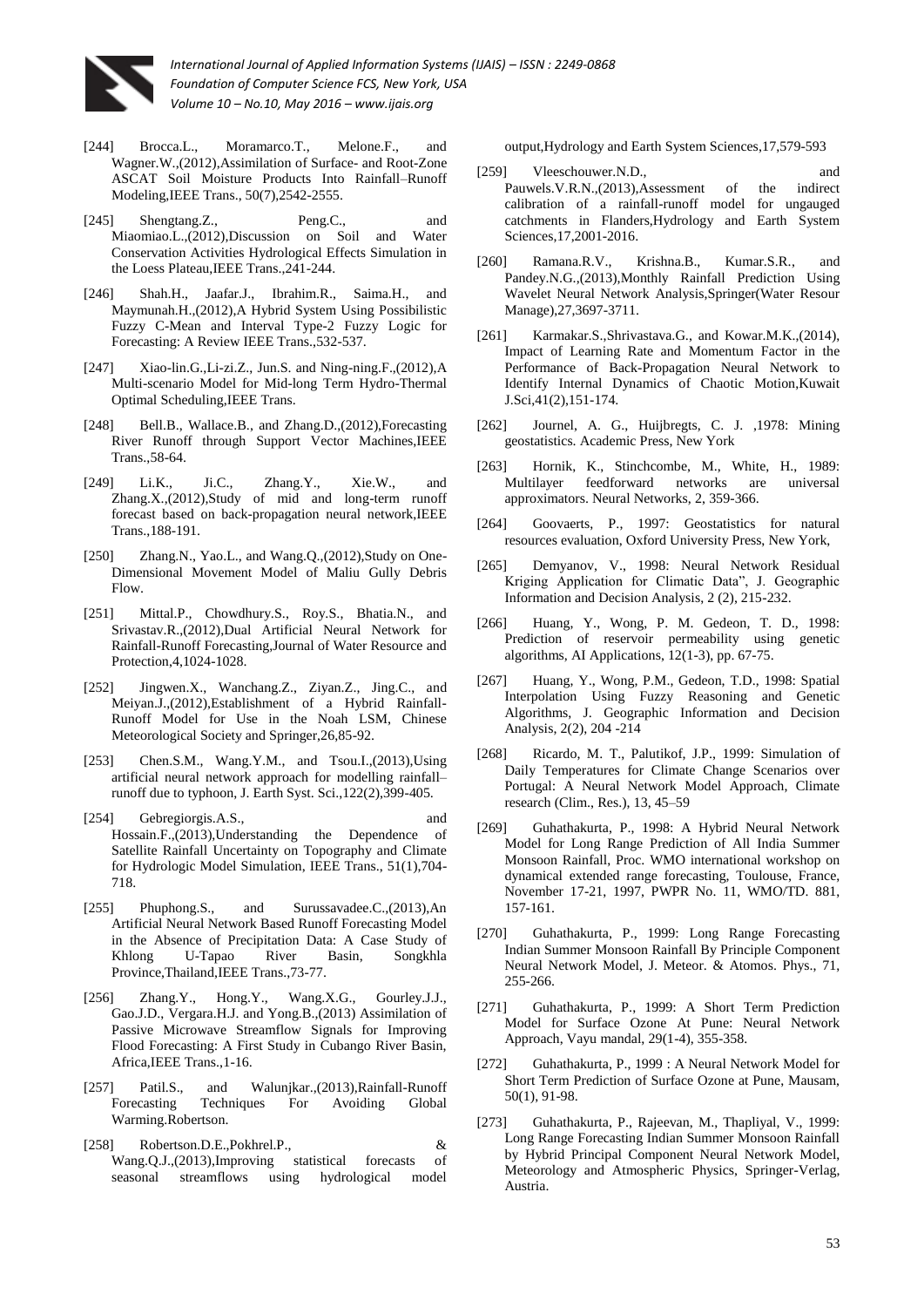[244] Brocca.L., Moramarco.T., Melone.F., and Wagner.W.,(2012),Assimilation of Surface- and Root-Zone ASCAT Soil Moisture Products Into Rainfall–Runoff Modeling,IEEE Trans., 50(7),2542-2555.

[245] Shengtang.Z., Peng.C., and Miaomiao.L.,(2012),Discussion on Soil and Water Conservation Activities Hydrological Effects Simulation in the Loess Plateau,IEEE Trans.,241-244.

[246] Shah.H., Jaafar.J., Ibrahim.R., Saima.H., and Maymunah.H.,(2012),A Hybrid System Using Possibilistic Fuzzy C-Mean and Interval Type-2 Fuzzy Logic for Forecasting: A Review IEEE Trans.,532-537.

[247] Xiao-lin.G.,Li-zi.Z., Jun.S. and Ning-ning.F.,(2012),A Multi-scenario Model for Mid-long Term Hydro-Thermal Optimal Scheduling,IEEE Trans.

[248] Bell.B., Wallace.B., and Zhang.D.,(2012),Forecasting River Runoff through Support Vector Machines,IEEE Trans.,58-64.

[249] Li.K., Ji.C., Zhang.Y., Xie.W., and Zhang.X.,(2012),Study of mid and long-term runoff forecast based on back-propagation neural network,IEEE Trans.,188-191.

[250] Zhang.N., Yao.L., and Wang.Q.,(2012),Study on One-Dimensional Movement Model of Maliu Gully Debris Flow.

[251] Mittal.P., Chowdhury.S., Roy.S., Bhatia.N., and Srivastav.R.,(2012),Dual Artificial Neural Network for Rainfall-Runoff Forecasting,Journal of Water Resource and Protection,4,1024-1028.

[252] Jingwen.X., Wanchang.Z., Ziyan.Z., Jing.C., and Meiyan.J.,(2012),Establishment of a Hybrid Rainfall-Runoff Model for Use in the Noah LSM, Chinese Meteorological Society and Springer,26,85-92.

[253] Chen.S.M., Wang.Y.M., and Tsou.I.,(2013),Using artificial neural network approach for modelling rainfall–runoff due to typhoon, J. Earth Syst. Sci.,122(2),399-405.

[254] Gebregiorgis.A.S., and Hossain.F.,(2013),Understanding the Dependence of Satellite Rainfall Uncertainty on Topography and Climate for Hydrologic Model Simulation, IEEE Trans., 51(1),704-718.

[255] Phuphong.S., and Surussavadee.C.,(2013),An Artificial Neural Network Based Runoff Forecasting Model in the Absence of Precipitation Data: A Case Study of Khlong U-Tapao River Basin, Songkhla Province,Thailand,IEEE Trans.,73-77.

[256] Zhang.Y., Hong.Y., Wang.X.G., Gourley.J.J., Gao.J.D., Vergara.H.J. and Yong.B.,(2013) Assimilation of Passive Microwave Streamflow Signals for Improving Flood Forecasting: A First Study in Cubango River Basin, Africa,IEEE Trans.,1-16.

[257] Patil.S., and Walunjkar.,(2013),Rainfall-Runoff Forecasting Techniques For Avoiding Global Warming.Robertson.

[258] Robertson.D.E.,Pokhrel.P., & Wang.Q.J.,(2013),Improving statistical forecasts of seasonal streamflows using hydrological model output,Hydrology and Earth System Sciences,17,579-593

[259] Vleeschouwer.N.D., and Pauwels.V.R.N.,(2013),Assessment of the indirect calibration of a rainfall-runoff model for ungauged catchments in Flanders,Hydrology and Earth System Sciences,17,2001-2016.

[260] Ramana.R.V., Krishna.B., Kumar.S.R., and Pandey.N.G.,(2013),Monthly Rainfall Prediction Using Wavelet Neural Network Analysis,Springer(Water Resour Manage),27,3697-3711.

[261] Karmakar.S.,Shrivastava.G., and Kowar.M.K.,(2014), Impact of Learning Rate and Momentum Factor in the Performance of Back-Propagation Neural Network to Identify Internal Dynamics of Chaotic Motion,Kuwait J.Sci,41(2),151-174.

[262] Journel, A. G., Huijbregts, C. J. ,1978: Mining geostatistics. Academic Press, New York

[263] Hornik, K., Stinchcombe, M., White, H., 1989: Multilayer feedforward networks are universal approximators. Neural Networks, 2, 359-366.

[264] Goovaerts, P., 1997: Geostatistics for natural resources evaluation, Oxford University Press, New York,

[265] Demyanov, V., 1998: Neural Network Residual Kriging Application for Climatic Data", J. Geographic Information and Decision Analysis, 2 (2), 215-232.

[266] Huang, Y., Wong, P. M. Gedeon, T. D., 1998: Prediction of reservoir permeability using genetic algorithms, AI Applications, 12(1-3), pp. 67-75.

[267] Huang, Y., Wong, P.M., Gedeon, T.D., 1998: Spatial Interpolation Using Fuzzy Reasoning and Genetic Algorithms, J. Geographic Information and Decision Analysis, 2(2), 204 -214

[268] Ricardo, M. T., Palutikof, J.P., 1999: Simulation of Daily Temperatures for Climate Change Scenarios over Portugal: A Neural Network Model Approach, Climate research (Clim., Res.), 13, 45–59

[269] Guhathakurta, P., 1998: A Hybrid Neural Network Model for Long Range Prediction of All India Summer Monsoon Rainfall, Proc. WMO international workshop on dynamical extended range forecasting, Toulouse, France, November 17-21, 1997, PWPR No. 11, WMO/TD. 881, 157-161.

[270] Guhathakurta, P., 1999: Long Range Forecasting Indian Summer Monsoon Rainfall By Principle Component Neural Network Model, J. Meteor. & Atomos. Phys., 71, 255-266.

[271] Guhathakurta, P., 1999: A Short Term Prediction Model for Surface Ozone At Pune: Neural Network Approach, Vayu mandal, 29(1-4), 355-358.

[272] Guhathakurta, P., 1999 : A Neural Network Model for Short Term Prediction of Surface Ozone at Pune, Mausam, 50(1), 91-98.

[273] Guhathakurta, P., Rajeevan, M., Thapliyal, V., 1999: Long Range Forecasting Indian Summer Monsoon Rainfall by Hybrid Principal Component Neural Network Model, Meteorology and Atmospheric Physics, Springer-Verlag, Austria.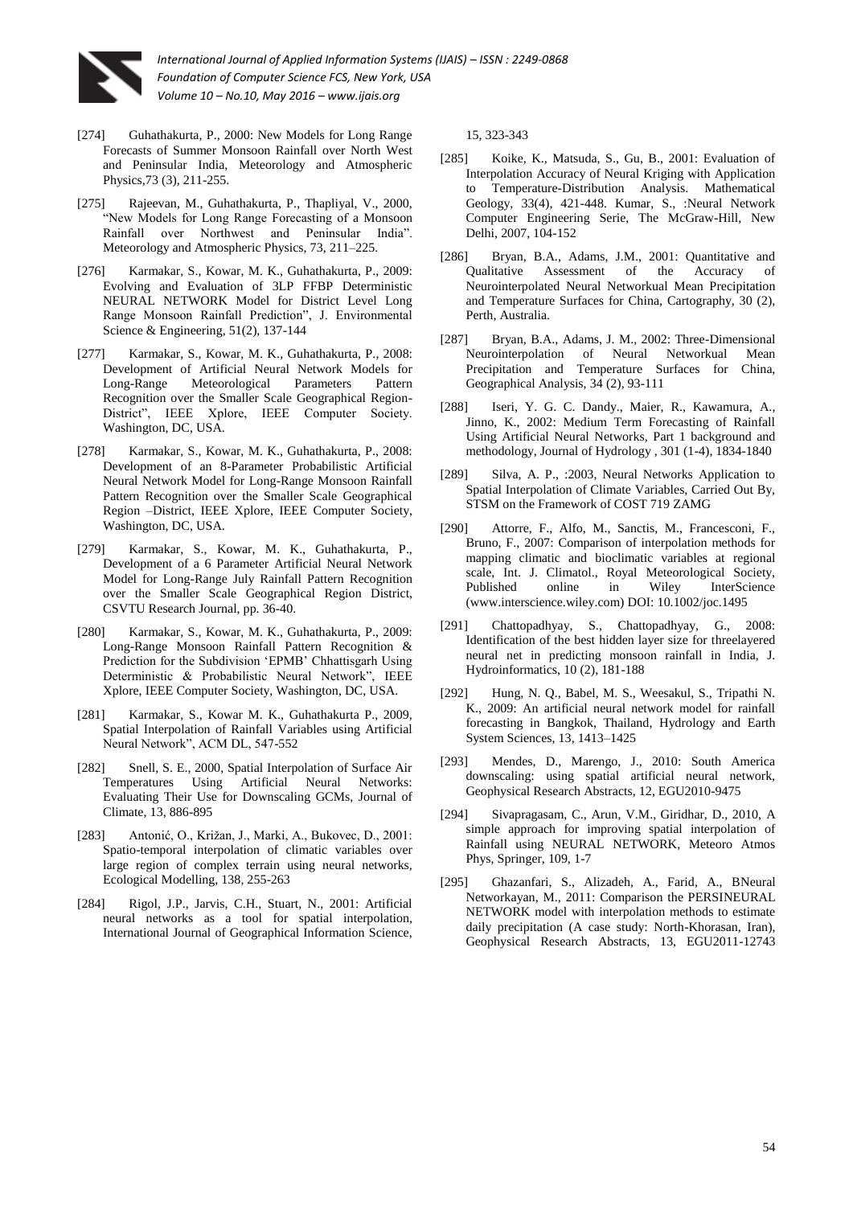[274] Guhathakurta, P., 2000: New Models for Long Range Forecasts of Summer Monsoon Rainfall over North West and Peninsular India, Meteorology and Atmospheric Physics,73 (3), 211-255.

[275] Rajeevan, M., Guhathakurta, P., Thapliyal, V., 2000, "New Models for Long Range Forecasting of a Monsoon Rainfall over Northwest and Peninsular India". Meteorology and Atmospheric Physics, 73, 211–225.

[276] Karmakar, S., Kowar, M. K., Guhathakurta, P., 2009: Evolving and Evaluation of 3LP FFBP Deterministic NEURAL NETWORK Model for District Level Long Range Monsoon Rainfall Prediction", J. Environmental Science & Engineering, 51(2), 137-144

[277] Karmakar, S., Kowar, M. K., Guhathakurta, P., 2008: Development of Artificial Neural Network Models for Long-Range Meteorological Parameters Pattern Recognition over the Smaller Scale Geographical Region-District", IEEE Xplore, IEEE Computer Society. Washington, DC, USA.

[278] Karmakar, S., Kowar, M. K., Guhathakurta, P., 2008: Development of an 8-Parameter Probabilistic Artificial Neural Network Model for Long-Range Monsoon Rainfall Pattern Recognition over the Smaller Scale Geographical Region –District, IEEE Xplore, IEEE Computer Society, Washington, DC, USA.

[279] Karmakar, S., Kowar, M. K., Guhathakurta, P., Development of a 6 Parameter Artificial Neural Network Model for Long-Range July Rainfall Pattern Recognition over the Smaller Scale Geographical Region District, CSVTU Research Journal, pp. 36-40.

[280] Karmakar, S., Kowar, M. K., Guhathakurta, P., 2009: Long-Range Monsoon Rainfall Pattern Recognition & Prediction for the Subdivision 'EPMB' Chhattisgarh Using Deterministic & Probabilistic Neural Network", IEEE Xplore, IEEE Computer Society, Washington, DC, USA.

[281] Karmakar, S., Kowar M. K., Guhathakurta P., 2009, Spatial Interpolation of Rainfall Variables using Artificial Neural Network", ACM DL, 547-552

[282] Snell, S. E., 2000, Spatial Interpolation of Surface Air Temperatures Using Artificial Neural Networks: Evaluating Their Use for Downscaling GCMs, Journal of Climate, 13, 886-895

[283] Antonić, O., Križan, J., Marki, A., Bukovec, D., 2001: Spatio-temporal interpolation of climatic variables over large region of complex terrain using neural networks, Ecological Modelling, 138, 255-263

[284] Rigol, J.P., Jarvis, C.H., Stuart, N., 2001: Artificial neural networks as a tool for spatial interpolation, International Journal of Geographical Information Science, 15, 323-343

[285] Koike, K., Matsuda, S., Gu, B., 2001: Evaluation of Interpolation Accuracy of Neural Kriging with Application to Temperature-Distribution Analysis. Mathematical Geology, 33(4), 421-448. Kumar, S., :Neural Network Computer Engineering Serie, The McGraw-Hill, New Delhi, 2007, 104-152

[286] Bryan, B.A., Adams, J.M., 2001: Quantitative and Qualitative Assessment of the Accuracy of Neurointerpolated Neural Networkual Mean Precipitation and Temperature Surfaces for China, Cartography, 30 (2), Perth, Australia.

[287] Bryan, B.A., Adams, J. M., 2002: Three-Dimensional Neurointerpolation of Neural Networkual Mean Precipitation and Temperature Surfaces for China, Geographical Analysis, 34 (2), 93-111

[288] Iseri, Y. G. C. Dandy., Maier, R., Kawamura, A., Jinno, K., 2002: Medium Term Forecasting of Rainfall Using Artificial Neural Networks, Part 1 background and methodology, Journal of Hydrology , 301 (1-4), 1834-1840

[289] Silva, A. P., :2003, Neural Networks Application to Spatial Interpolation of Climate Variables, Carried Out By, STSM on the Framework of COST 719 ZAMG

[290] Attorre, F., Alfo, M., Sanctis, M., Francesconi, F., Bruno, F., 2007: Comparison of interpolation methods for mapping climatic and bioclimatic variables at regional scale, Int. J. Climatol., Royal Meteorological Society, Published online in Wiley InterScience (www.interscience.wiley.com) DOI: 10.1002/joc.1495

[291] Chattopadhyay, S., Chattopadhyay, G., 2008: Identification of the best hidden layer size for threelayered neural net in predicting monsoon rainfall in India, J. Hydroinformatics, 10 (2), 181-188

[292] Hung, N. Q., Babel, M. S., Weesakul, S., Tripathi N. K., 2009: An artificial neural network model for rainfall forecasting in Bangkok, Thailand, Hydrology and Earth System Sciences, 13, 1413–1425

[293] Mendes, D., Marengo, J., 2010: South America downscaling: using spatial artificial neural network, Geophysical Research Abstracts, 12, EGU2010-9475

[294] Sivapragasam, C., Arun, V.M., Giridhar, D., 2010, A simple approach for improving spatial interpolation of Rainfall using NEURAL NETWORK, Meteoro Atmos Phys, Springer, 109, 1-7

[295] Ghazanfari, S., Alizadeh, A., Farid, A., BNeural Networkayan, M., 2011: Comparison the PERSINEURAL NETWORK model with interpolation methods to estimate daily precipitation (A case study: North-Khorasan, Iran), Geophysical Research Abstracts, 13, EGU2011-12743